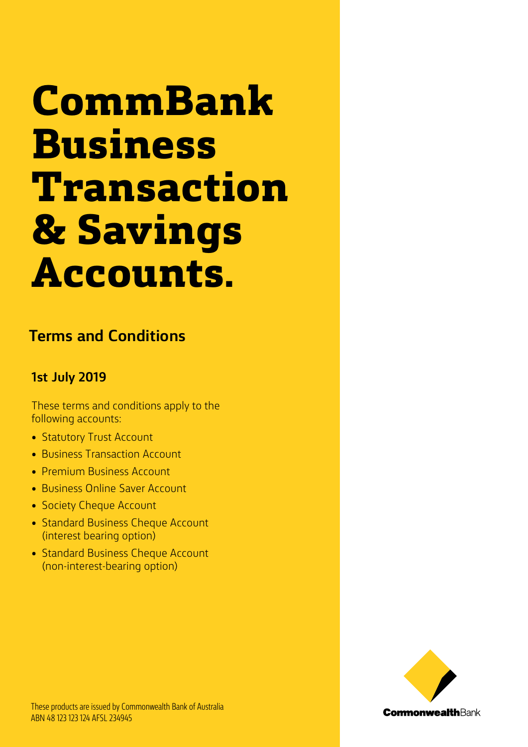# CommBank Business Transaction & Savings Accounts.

## Terms and Conditions

### 1st July 2019

These terms and conditions apply to the following accounts:

- Statutory Trust Account
- Business Transaction Account
- Premium Business Account
- Business Online Saver Account
- Society Cheque Account
- Standard Business Cheque Account (interest bearing option)
- Standard Business Cheque Account (non-interest-bearing option)

These products are issued by Commonwealth Bank of Australia ABN 48 123 123 124 AFSL 234945

CommonwealthBank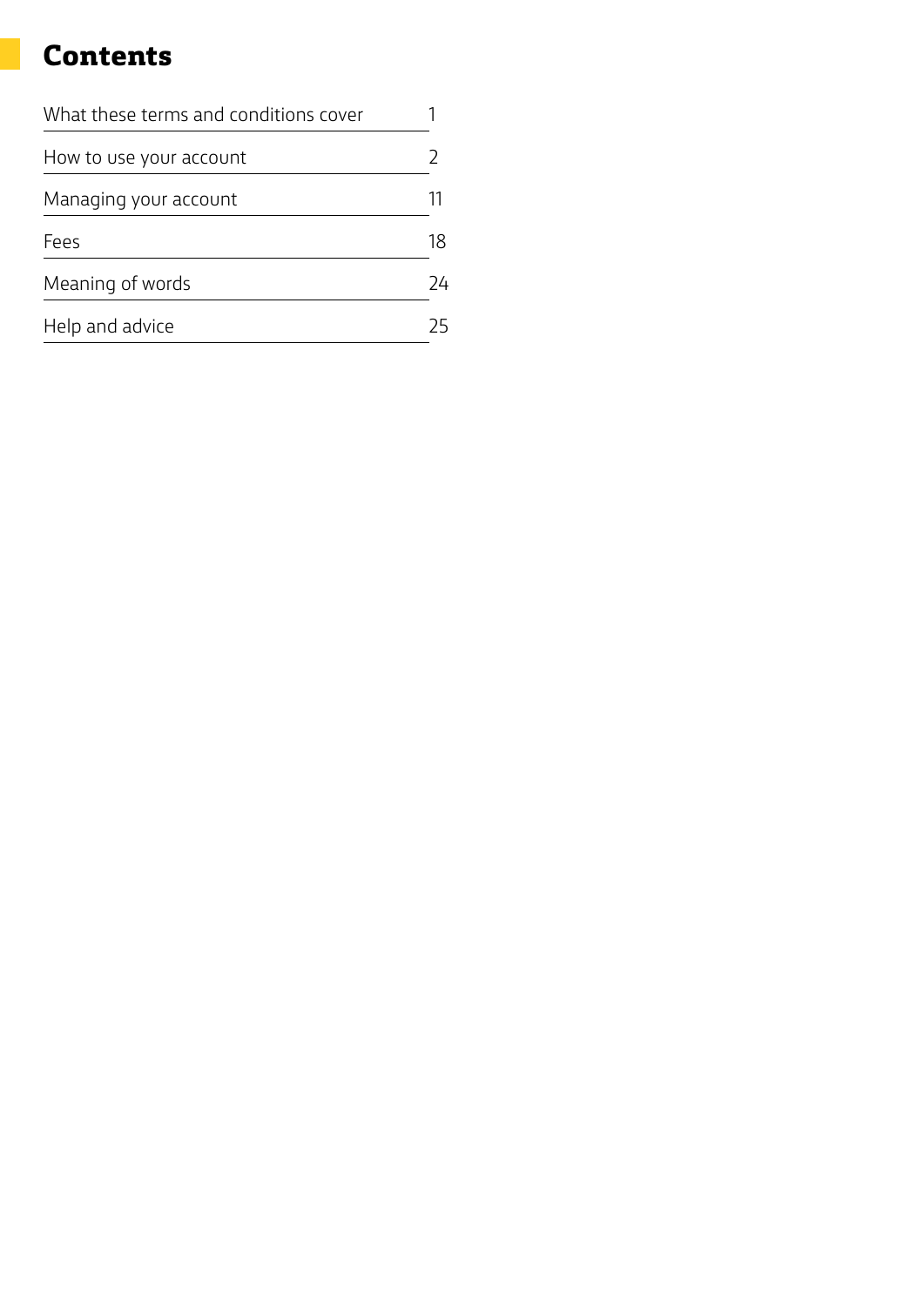# Contents

| | |
|---|---|
| What these terms and conditions cover | 1 |
| How to use your account | 2 |
| Managing your account | 11 |
| Fees | 18 |
| Meaning of words | 24 |
| Help and advice | 25 |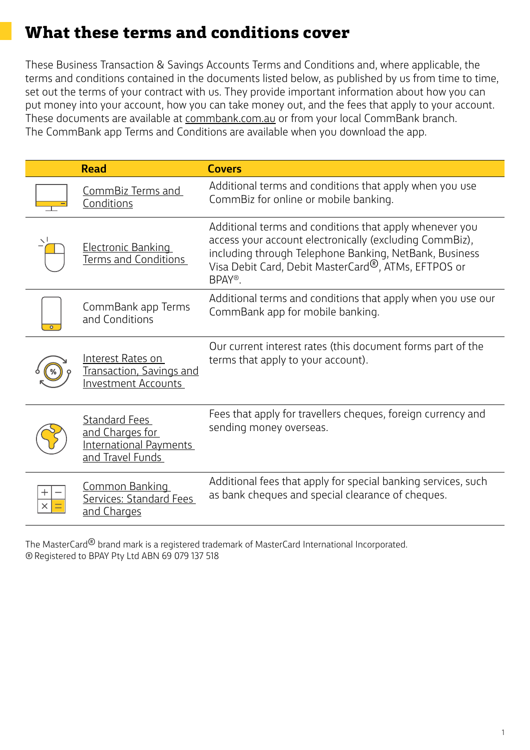# What these terms and conditions cover

These Business Transaction & Savings Accounts Terms and Conditions and, where applicable, the terms and conditions contained in the documents listed below, as published by us from time to time, set out the terms of your contract with us. They provide important information about how you can put money into your account, how you can take money out, and the fees that apply to your account. These documents are available at commbank.com.au or from your local CommBank branch. The CommBank app Terms and Conditions are available when you download the app.

| Read | Covers |
|---|---|
| CommBiz Terms and Conditions | Additional terms and conditions that apply when you use CommBiz for online or mobile banking. |
| Electronic Banking Terms and Conditions | Additional terms and conditions that apply whenever you access your account electronically (excluding CommBiz), including through Telephone Banking, NetBank, Business Visa Debit Card, Debit MasterCard®, ATMs, EFTPOS or BPAY®. |
| CommBank app Terms and Conditions | Additional terms and conditions that apply when you use our CommBank app for mobile banking. |
| Interest Rates on Transaction, Savings and Investment Accounts | Our current interest rates (this document forms part of the terms that apply to your account). |
| Standard Fees and Charges for International Payments and Travel Funds | Fees that apply for travellers cheques, foreign currency and sending money overseas. |
| Common Banking Services: Standard Fees and Charges | Additional fees that apply for special banking services, such as bank cheques and special clearance of cheques. |

The MasterCard® brand mark is a registered trademark of MasterCard International Incorporated.
® Registered to BPAY Pty Ltd ABN 69 079 137 518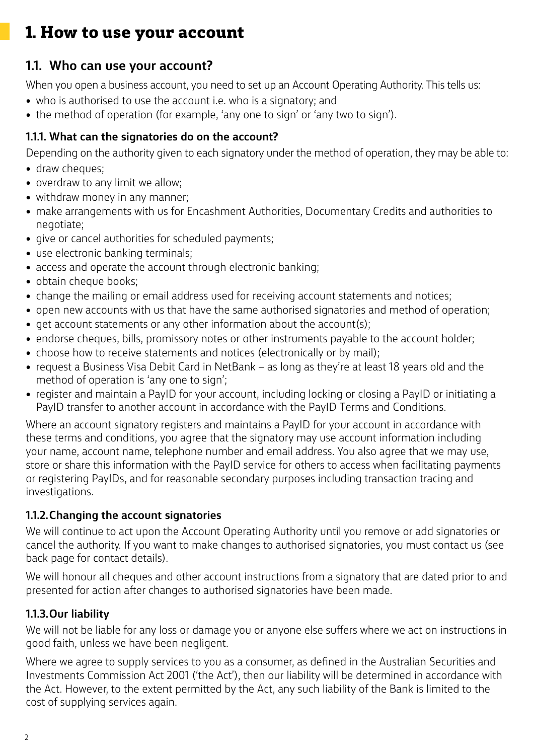# 1. How to use your account

## 1.1. Who can use your account?

When you open a business account, you need to set up an Account Operating Authority. This tells us:

- who is authorised to use the account i.e. who is a signatory; and
- the method of operation (for example, 'any one to sign' or 'any two to sign').

### 1.1.1. What can the signatories do on the account?

Depending on the authority given to each signatory under the method of operation, they may be able to:

- draw cheques;
- overdraw to any limit we allow;
- withdraw money in any manner;
- make arrangements with us for Encashment Authorities, Documentary Credits and authorities to negotiate;
- give or cancel authorities for scheduled payments;
- use electronic banking terminals;
- access and operate the account through electronic banking;
- obtain cheque books;
- change the mailing or email address used for receiving account statements and notices;
- open new accounts with us that have the same authorised signatories and method of operation;
- get account statements or any other information about the account(s);
- endorse cheques, bills, promissory notes or other instruments payable to the account holder;
- choose how to receive statements and notices (electronically or by mail);
- request a Business Visa Debit Card in NetBank – as long as they're at least 18 years old and the method of operation is 'any one to sign';
- register and maintain a PayID for your account, including locking or closing a PayID or initiating a PayID transfer to another account in accordance with the PayID Terms and Conditions.

Where an account signatory registers and maintains a PayID for your account in accordance with these terms and conditions, you agree that the signatory may use account information including your name, account name, telephone number and email address. You also agree that we may use, store or share this information with the PayID service for others to access when facilitating payments or registering PayIDs, and for reasonable secondary purposes including transaction tracing and investigations.

### 1.1.2. Changing the account signatories

We will continue to act upon the Account Operating Authority until you remove or add signatories or cancel the authority. If you want to make changes to authorised signatories, you must contact us (see back page for contact details).

We will honour all cheques and other account instructions from a signatory that are dated prior to and presented for action after changes to authorised signatories have been made.

### 1.1.3. Our liability

We will not be liable for any loss or damage you or anyone else suffers where we act on instructions in good faith, unless we have been negligent.

Where we agree to supply services to you as a consumer, as defined in the Australian Securities and Investments Commission Act 2001 ('the Act'), then our liability will be determined in accordance with the Act. However, to the extent permitted by the Act, any such liability of the Bank is limited to the cost of supplying services again.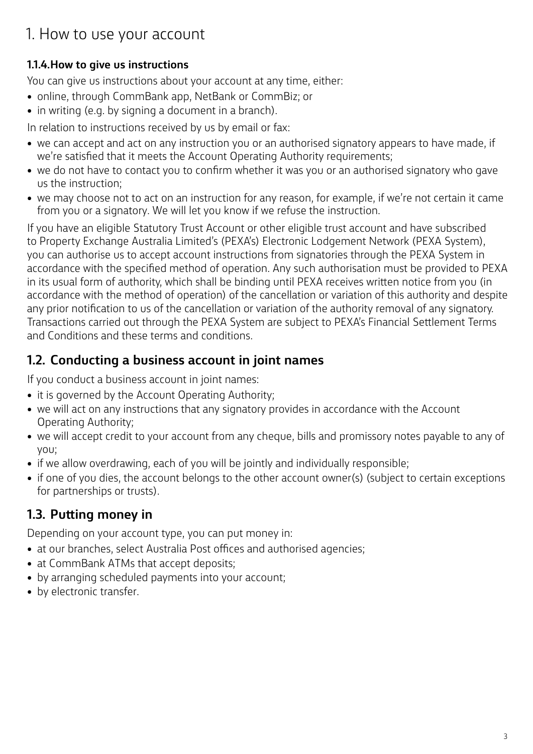# 1. How to use your account

### 1.1.4. How to give us instructions

You can give us instructions about your account at any time, either:

- online, through CommBank app, NetBank or CommBiz; or
- in writing (e.g. by signing a document in a branch).

In relation to instructions received by us by email or fax:

- we can accept and act on any instruction you or an authorised signatory appears to have made, if we're satisfied that it meets the Account Operating Authority requirements;
- we do not have to contact you to confirm whether it was you or an authorised signatory who gave us the instruction;
- we may choose not to act on an instruction for any reason, for example, if we're not certain it came from you or a signatory. We will let you know if we refuse the instruction.

If you have an eligible Statutory Trust Account or other eligible trust account and have subscribed to Property Exchange Australia Limited's (PEXA's) Electronic Lodgement Network (PEXA System), you can authorise us to accept account instructions from signatories through the PEXA System in accordance with the specified method of operation. Any such authorisation must be provided to PEXA in its usual form of authority, which shall be binding until PEXA receives written notice from you (in accordance with the method of operation) of the cancellation or variation of this authority and despite any prior notification to us of the cancellation or variation of the authority removal of any signatory. Transactions carried out through the PEXA System are subject to PEXA's Financial Settlement Terms and Conditions and these terms and conditions.

## 1.2. Conducting a business account in joint names

If you conduct a business account in joint names:

- it is governed by the Account Operating Authority;
- we will act on any instructions that any signatory provides in accordance with the Account Operating Authority;
- we will accept credit to your account from any cheque, bills and promissory notes payable to any of you;
- if we allow overdrawing, each of you will be jointly and individually responsible;
- if one of you dies, the account belongs to the other account owner(s) (subject to certain exceptions for partnerships or trusts).

## 1.3. Putting money in

Depending on your account type, you can put money in:

- at our branches, select Australia Post offices and authorised agencies;
- at CommBank ATMs that accept deposits;
- by arranging scheduled payments into your account;
- by electronic transfer.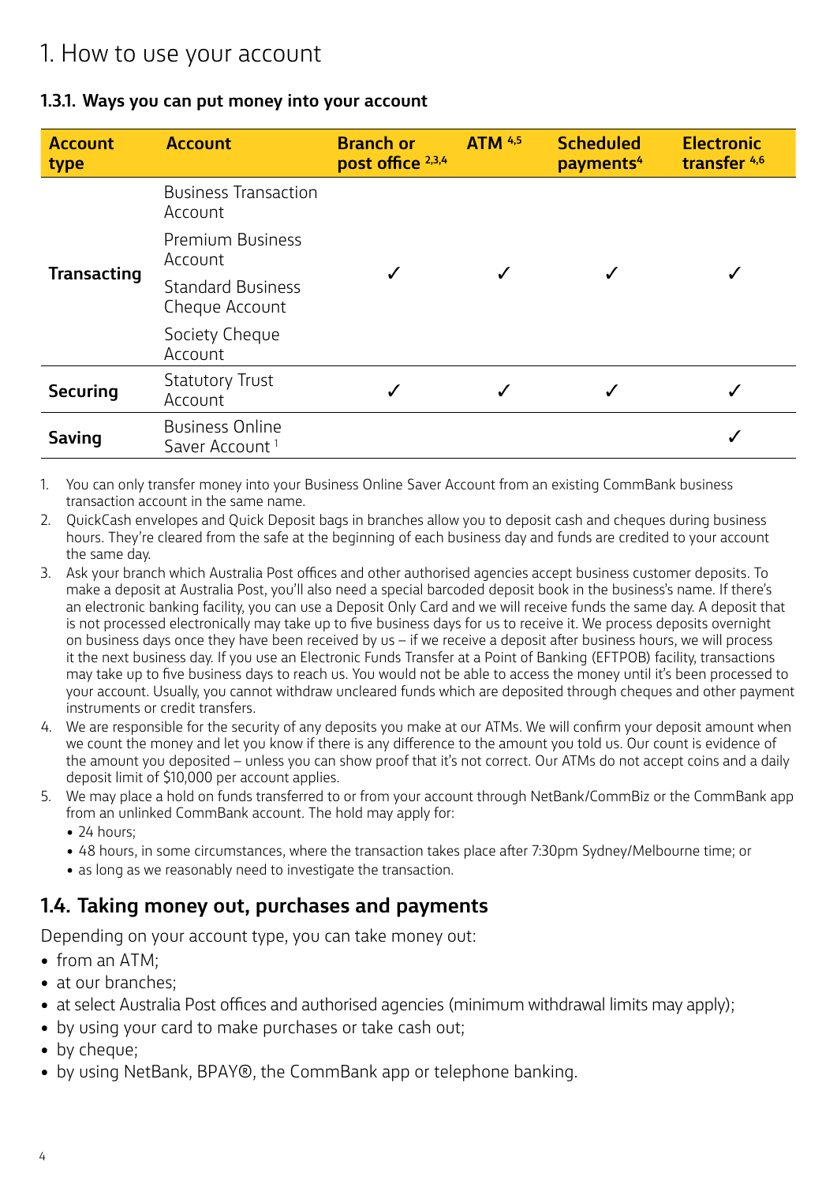# 1. How to use your account

### 1.3.1. Ways you can put money into your account

| Account type | Account | Branch or post office [2,3,4] | ATM [4,5] | Scheduled payments[4] | Electronic transfer [4,6] |
|---|---|---|---|---|---|
| **Transacting** | Business Transaction Account<br>Premium Business Account<br>Standard Business Cheque Account<br>Society Cheque Account | ✓ | ✓ | ✓ | ✓ |
| **Securing** | Statutory Trust Account | ✓ | ✓ | ✓ | ✓ |
| **Saving** | Business Online Saver Account [1] | | | | ✓ |

1. You can only transfer money into your Business Online Saver Account from an existing CommBank business transaction account in the same name.
2. QuickCash envelopes and Quick Deposit bags in branches allow you to deposit cash and cheques during business hours. They're cleared from the safe at the beginning of each business day and funds are credited to your account the same day.
3. Ask your branch which Australia Post offices and other authorised agencies accept business customer deposits. To make a deposit at Australia Post, you'll also need a special barcoded deposit book in the business's name. If there's an electronic banking facility, you can use a Deposit Only Card and we will receive funds the same day. A deposit that is not processed electronically may take up to five business days for us to receive it. We process deposits overnight on business days once they have been received by us – if we receive a deposit after business hours, we will process it the next business day. If you use an Electronic Funds Transfer at a Point of Banking (EFTPOB) facility, transactions may take up to five business days to reach us. You would not be able to access the money until it's been processed to your account. Usually, you cannot withdraw uncleared funds which are deposited through cheques and other payment instruments or credit transfers.
4. We are responsible for the security of any deposits you make at our ATMs. We will confirm your deposit amount when we count the money and let you know if there is any difference to the amount you told us. Our count is evidence of the amount you deposited – unless you can show proof that it's not correct. Our ATMs do not accept coins and a daily deposit limit of $10,000 per account applies.
5. We may place a hold on funds transferred to or from your account through NetBank/CommBiz or the CommBank app from an unlinked CommBank account. The hold may apply for:
   - 24 hours;
   - 48 hours, in some circumstances, where the transaction takes place after 7:30pm Sydney/Melbourne time; or
   - as long as we reasonably need to investigate the transaction.

## 1.4. Taking money out, purchases and payments

Depending on your account type, you can take money out:

- from an ATM;
- at our branches;
- at select Australia Post offices and authorised agencies (minimum withdrawal limits may apply);
- by using your card to make purchases or take cash out;
- by cheque;
- by using NetBank, BPAY®, the CommBank app or telephone banking.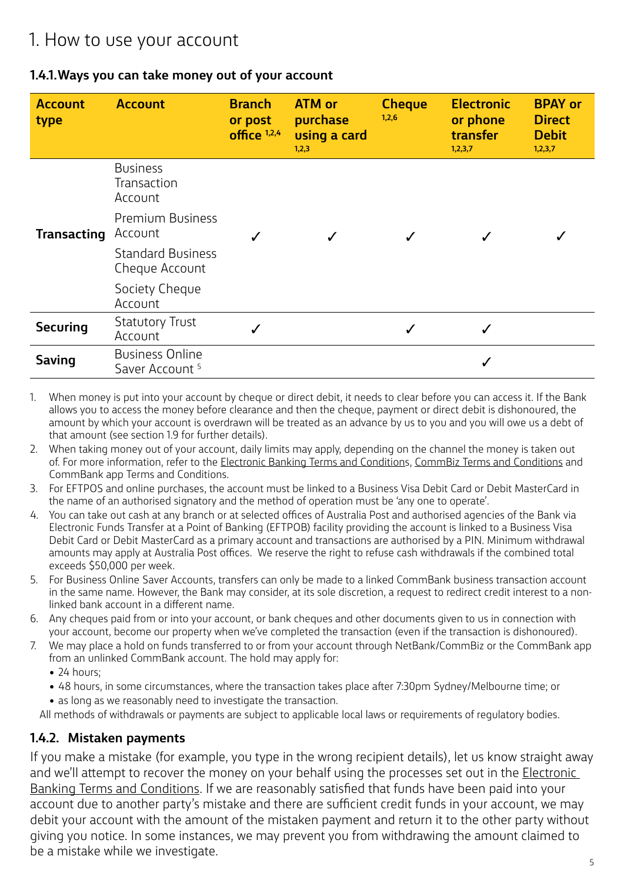# 1. How to use your account

### 1.4.1. Ways you can take money out of your account

| Account type | Account | Branch or post office [1,2,4] | ATM or purchase using a card [1,2,3] | Cheque [1,2,6] | Electronic or phone transfer [1,2,3,7] | BPAY or Direct Debit [1,2,3,7] |
|---|---|---|---|---|---|---|
| **Transacting** | Business Transaction Account<br>Premium Business Account<br>Standard Business Cheque Account<br>Society Cheque Account | ✓ | ✓ | ✓ | ✓ | ✓ |
| **Securing** | Statutory Trust Account | ✓ | | ✓ | ✓ | |
| **Saving** | Business Online Saver Account [5] | | | | ✓ | |

1. When money is put into your account by cheque or direct debit, it needs to clear before you can access it. If the Bank allows you to access the money before clearance and then the cheque, payment or direct debit is dishonoured, the amount by which your account is overdrawn will be treated as an advance by us to you and you will owe us a debt of that amount (see section 1.9 for further details).
2. When taking money out of your account, daily limits may apply, depending on the channel the money is taken out of. For more information, refer to the Electronic Banking Terms and Conditions, CommBiz Terms and Conditions and CommBank app Terms and Conditions.
3. For EFTPOS and online purchases, the account must be linked to a Business Visa Debit Card or Debit MasterCard in the name of an authorised signatory and the method of operation must be 'any one to operate'.
4. You can take out cash at any branch or at selected offices of Australia Post and authorised agencies of the Bank via Electronic Funds Transfer at a Point of Banking (EFTPOB) facility providing the account is linked to a Business Visa Debit Card or Debit MasterCard as a primary account and transactions are authorised by a PIN. Minimum withdrawal amounts may apply at Australia Post offices. We reserve the right to refuse cash withdrawals if the combined total exceeds $50,000 per week.
5. For Business Online Saver Accounts, transfers can only be made to a linked CommBank business transaction account in the same name. However, the Bank may consider, at its sole discretion, a request to redirect credit interest to a non-linked bank account in a different name.
6. Any cheques paid from or into your account, or bank cheques and other documents given to us in connection with your account, become our property when we've completed the transaction (even if the transaction is dishonoured).
7. We may place a hold on funds transferred to or from your account through NetBank/CommBiz or the CommBank app from an unlinked CommBank account. The hold may apply for:
   - 24 hours;
   - 48 hours, in some circumstances, where the transaction takes place after 7:30pm Sydney/Melbourne time; or
   - as long as we reasonably need to investigate the transaction.

All methods of withdrawals or payments are subject to applicable local laws or requirements of regulatory bodies.

### 1.4.2. Mistaken payments

If you make a mistake (for example, you type in the wrong recipient details), let us know straight away and we'll attempt to recover the money on your behalf using the processes set out in the Electronic Banking Terms and Conditions. If we are reasonably satisfied that funds have been paid into your account due to another party's mistake and there are sufficient credit funds in your account, we may debit your account with the amount of the mistaken payment and return it to the other party without giving you notice. In some instances, we may prevent you from withdrawing the amount claimed to be a mistake while we investigate.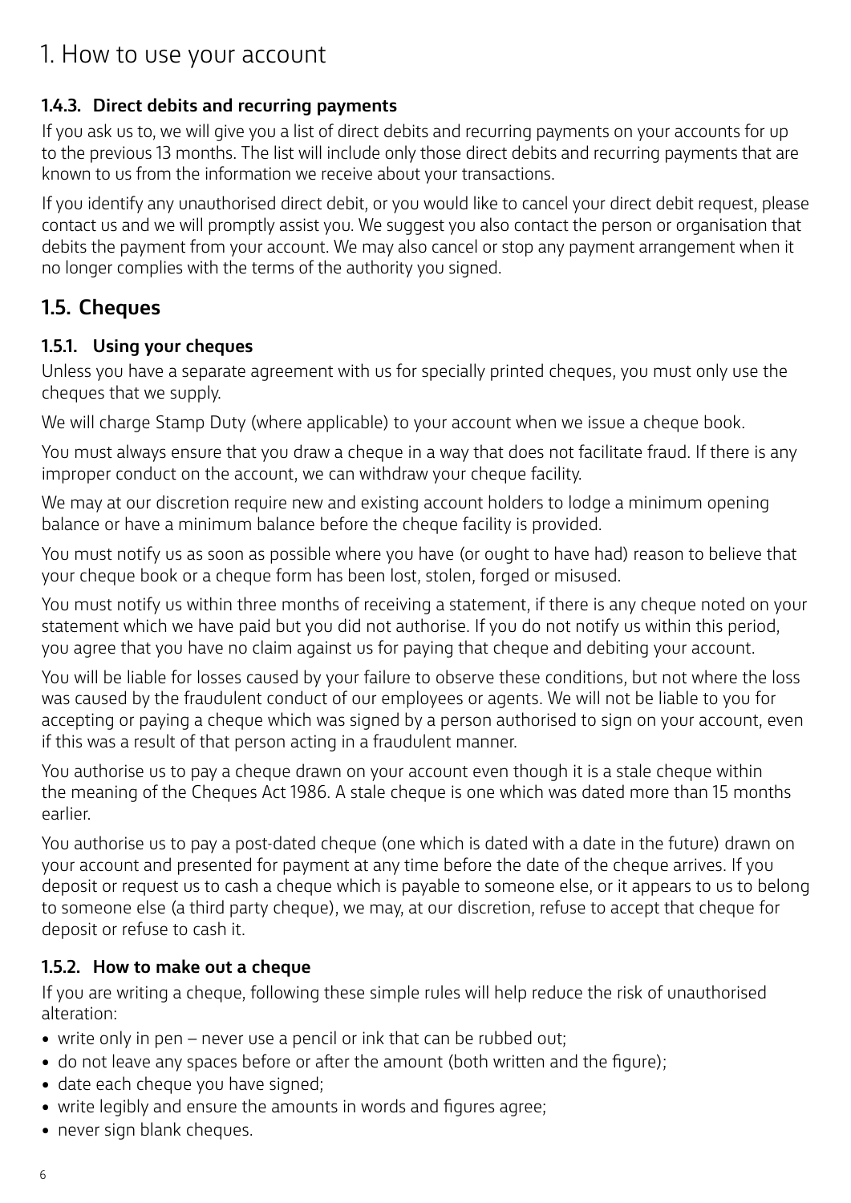# 1. How to use your account

### 1.4.3. Direct debits and recurring payments

If you ask us to, we will give you a list of direct debits and recurring payments on your accounts for up to the previous 13 months. The list will include only those direct debits and recurring payments that are known to us from the information we receive about your transactions.

If you identify any unauthorised direct debit, or you would like to cancel your direct debit request, please contact us and we will promptly assist you. We suggest you also contact the person or organisation that debits the payment from your account. We may also cancel or stop any payment arrangement when it no longer complies with the terms of the authority you signed.

## 1.5. Cheques

### 1.5.1. Using your cheques

Unless you have a separate agreement with us for specially printed cheques, you must only use the cheques that we supply.

We will charge Stamp Duty (where applicable) to your account when we issue a cheque book.

You must always ensure that you draw a cheque in a way that does not facilitate fraud. If there is any improper conduct on the account, we can withdraw your cheque facility.

We may at our discretion require new and existing account holders to lodge a minimum opening balance or have a minimum balance before the cheque facility is provided.

You must notify us as soon as possible where you have (or ought to have had) reason to believe that your cheque book or a cheque form has been lost, stolen, forged or misused.

You must notify us within three months of receiving a statement, if there is any cheque noted on your statement which we have paid but you did not authorise. If you do not notify us within this period, you agree that you have no claim against us for paying that cheque and debiting your account.

You will be liable for losses caused by your failure to observe these conditions, but not where the loss was caused by the fraudulent conduct of our employees or agents. We will not be liable to you for accepting or paying a cheque which was signed by a person authorised to sign on your account, even if this was a result of that person acting in a fraudulent manner.

You authorise us to pay a cheque drawn on your account even though it is a stale cheque within the meaning of the Cheques Act 1986. A stale cheque is one which was dated more than 15 months earlier.

You authorise us to pay a post-dated cheque (one which is dated with a date in the future) drawn on your account and presented for payment at any time before the date of the cheque arrives. If you deposit or request us to cash a cheque which is payable to someone else, or it appears to us to belong to someone else (a third party cheque), we may, at our discretion, refuse to accept that cheque for deposit or refuse to cash it.

### 1.5.2. How to make out a cheque

If you are writing a cheque, following these simple rules will help reduce the risk of unauthorised alteration:

- write only in pen – never use a pencil or ink that can be rubbed out;
- do not leave any spaces before or after the amount (both written and the figure);
- date each cheque you have signed;
- write legibly and ensure the amounts in words and figures agree;
- never sign blank cheques.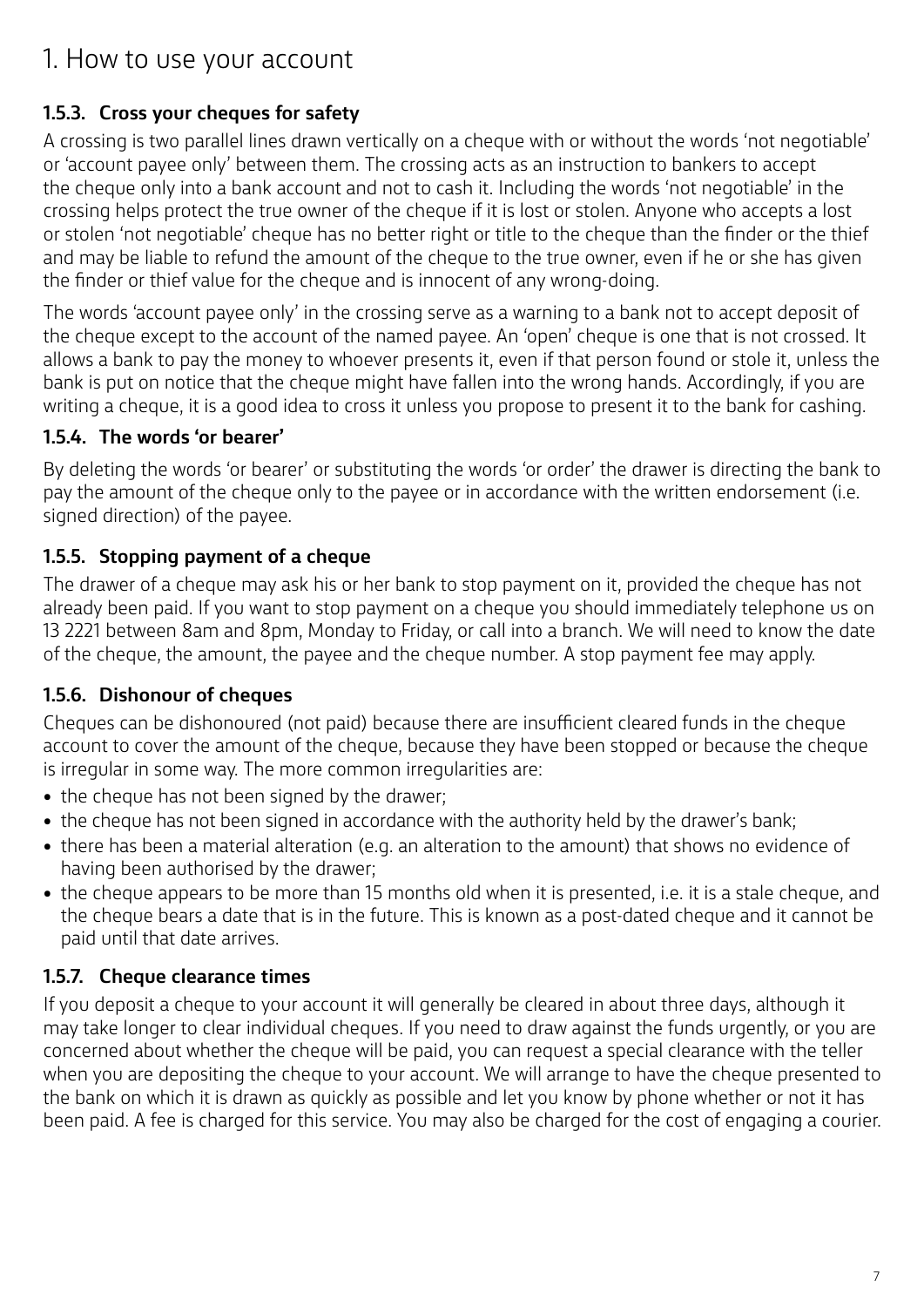# 1. How to use your account

### 1.5.3. Cross your cheques for safety

A crossing is two parallel lines drawn vertically on a cheque with or without the words 'not negotiable' or 'account payee only' between them. The crossing acts as an instruction to bankers to accept the cheque only into a bank account and not to cash it. Including the words 'not negotiable' in the crossing helps protect the true owner of the cheque if it is lost or stolen. Anyone who accepts a lost or stolen 'not negotiable' cheque has no better right or title to the cheque than the finder or the thief and may be liable to refund the amount of the cheque to the true owner, even if he or she has given the finder or thief value for the cheque and is innocent of any wrong-doing.

The words 'account payee only' in the crossing serve as a warning to a bank not to accept deposit of the cheque except to the account of the named payee. An 'open' cheque is one that is not crossed. It allows a bank to pay the money to whoever presents it, even if that person found or stole it, unless the bank is put on notice that the cheque might have fallen into the wrong hands. Accordingly, if you are writing a cheque, it is a good idea to cross it unless you propose to present it to the bank for cashing.

### 1.5.4. The words 'or bearer'

By deleting the words 'or bearer' or substituting the words 'or order' the drawer is directing the bank to pay the amount of the cheque only to the payee or in accordance with the written endorsement (i.e. signed direction) of the payee.

### 1.5.5. Stopping payment of a cheque

The drawer of a cheque may ask his or her bank to stop payment on it, provided the cheque has not already been paid. If you want to stop payment on a cheque you should immediately telephone us on 13 2221 between 8am and 8pm, Monday to Friday, or call into a branch. We will need to know the date of the cheque, the amount, the payee and the cheque number. A stop payment fee may apply.

### 1.5.6. Dishonour of cheques

Cheques can be dishonoured (not paid) because there are insufficient cleared funds in the cheque account to cover the amount of the cheque, because they have been stopped or because the cheque is irregular in some way. The more common irregularities are:

- the cheque has not been signed by the drawer;
- the cheque has not been signed in accordance with the authority held by the drawer's bank;
- there has been a material alteration (e.g. an alteration to the amount) that shows no evidence of having been authorised by the drawer;
- the cheque appears to be more than 15 months old when it is presented, i.e. it is a stale cheque, and the cheque bears a date that is in the future. This is known as a post-dated cheque and it cannot be paid until that date arrives.

### 1.5.7. Cheque clearance times

If you deposit a cheque to your account it will generally be cleared in about three days, although it may take longer to clear individual cheques. If you need to draw against the funds urgently, or you are concerned about whether the cheque will be paid, you can request a special clearance with the teller when you are depositing the cheque to your account. We will arrange to have the cheque presented to the bank on which it is drawn as quickly as possible and let you know by phone whether or not it has been paid. A fee is charged for this service. You may also be charged for the cost of engaging a courier.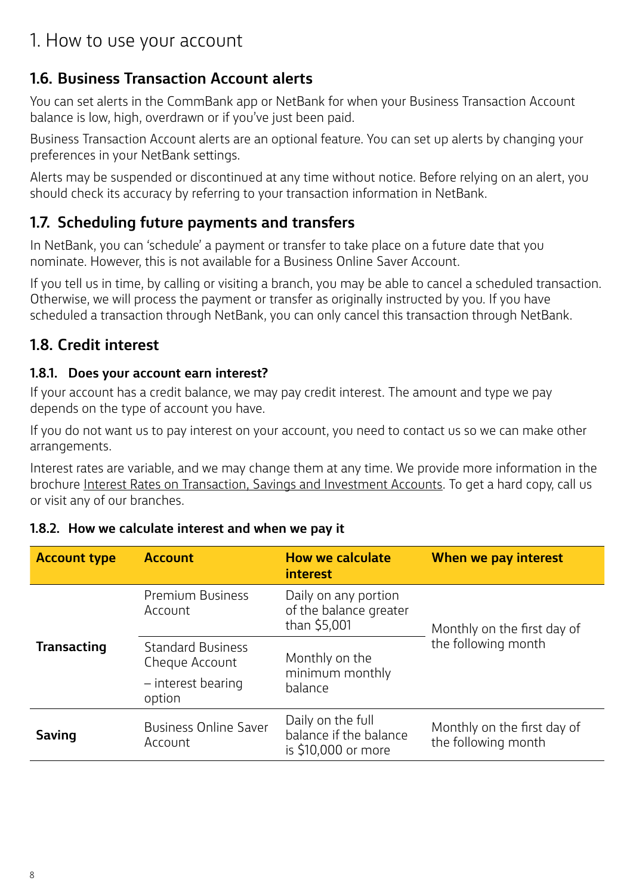# 1. How to use your account

## 1.6. Business Transaction Account alerts

You can set alerts in the CommBank app or NetBank for when your Business Transaction Account balance is low, high, overdrawn or if you've just been paid.

Business Transaction Account alerts are an optional feature. You can set up alerts by changing your preferences in your NetBank settings.

Alerts may be suspended or discontinued at any time without notice. Before relying on an alert, you should check its accuracy by referring to your transaction information in NetBank.

## 1.7. Scheduling future payments and transfers

In NetBank, you can 'schedule' a payment or transfer to take place on a future date that you nominate. However, this is not available for a Business Online Saver Account.

If you tell us in time, by calling or visiting a branch, you may be able to cancel a scheduled transaction. Otherwise, we will process the payment or transfer as originally instructed by you. If you have scheduled a transaction through NetBank, you can only cancel this transaction through NetBank.

## 1.8. Credit interest

### 1.8.1. Does your account earn interest?

If your account has a credit balance, we may pay credit interest. The amount and type we pay depends on the type of account you have.

If you do not want us to pay interest on your account, you need to contact us so we can make other arrangements.

Interest rates are variable, and we may change them at any time. We provide more information in the brochure Interest Rates on Transaction, Savings and Investment Accounts. To get a hard copy, call us or visit any of our branches.

### 1.8.2. How we calculate interest and when we pay it

| Account type | Account | How we calculate interest | When we pay interest |
|---|---|---|---|
| Transacting | Premium Business Account | Daily on any portion of the balance greater than $5,001 | Monthly on the first day of the following month |
| | Standard Business Cheque Account – interest bearing option | Monthly on the minimum monthly balance | |
| Saving | Business Online Saver Account | Daily on the full balance if the balance is $10,000 or more | Monthly on the first day of the following month |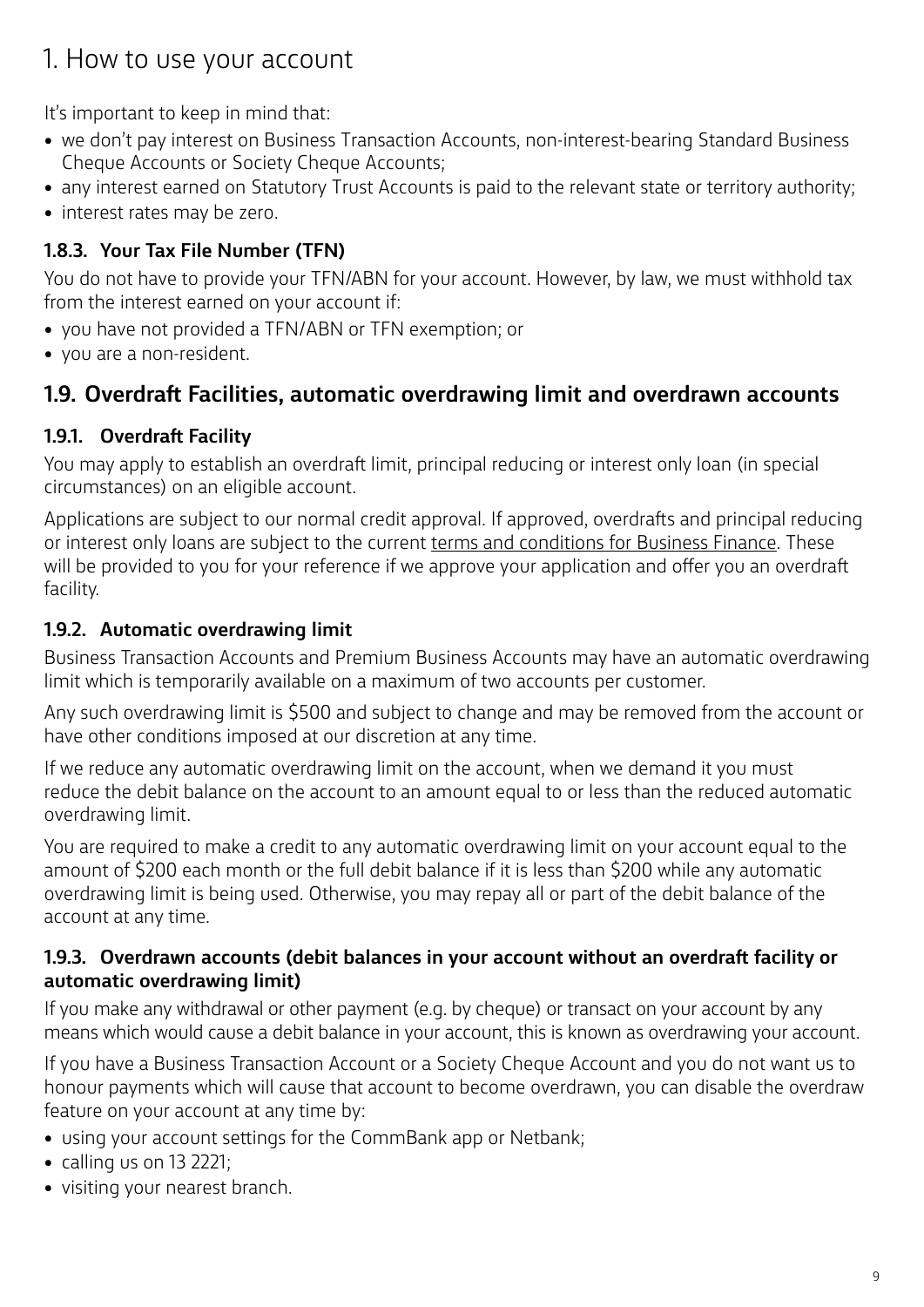# 1. How to use your account

It's important to keep in mind that:

- we don't pay interest on Business Transaction Accounts, non-interest-bearing Standard Business Cheque Accounts or Society Cheque Accounts;
- any interest earned on Statutory Trust Accounts is paid to the relevant state or territory authority;
- interest rates may be zero.

### 1.8.3. Your Tax File Number (TFN)

You do not have to provide your TFN/ABN for your account. However, by law, we must withhold tax from the interest earned on your account if:

- you have not provided a TFN/ABN or TFN exemption; or
- you are a non-resident.

## 1.9. Overdraft Facilities, automatic overdrawing limit and overdrawn accounts

### 1.9.1. Overdraft Facility

You may apply to establish an overdraft limit, principal reducing or interest only loan (in special circumstances) on an eligible account.

Applications are subject to our normal credit approval. If approved, overdrafts and principal reducing or interest only loans are subject to the current terms and conditions for Business Finance. These will be provided to you for your reference if we approve your application and offer you an overdraft facility.

### 1.9.2. Automatic overdrawing limit

Business Transaction Accounts and Premium Business Accounts may have an automatic overdrawing limit which is temporarily available on a maximum of two accounts per customer.

Any such overdrawing limit is $500 and subject to change and may be removed from the account or have other conditions imposed at our discretion at any time.

If we reduce any automatic overdrawing limit on the account, when we demand it you must reduce the debit balance on the account to an amount equal to or less than the reduced automatic overdrawing limit.

You are required to make a credit to any automatic overdrawing limit on your account equal to the amount of $200 each month or the full debit balance if it is less than $200 while any automatic overdrawing limit is being used. Otherwise, you may repay all or part of the debit balance of the account at any time.

### 1.9.3. Overdrawn accounts (debit balances in your account without an overdraft facility or automatic overdrawing limit)

If you make any withdrawal or other payment (e.g. by cheque) or transact on your account by any means which would cause a debit balance in your account, this is known as overdrawing your account.

If you have a Business Transaction Account or a Society Cheque Account and you do not want us to honour payments which will cause that account to become overdrawn, you can disable the overdraw feature on your account at any time by:

- using your account settings for the CommBank app or Netbank;
- calling us on 13 2221;
- visiting your nearest branch.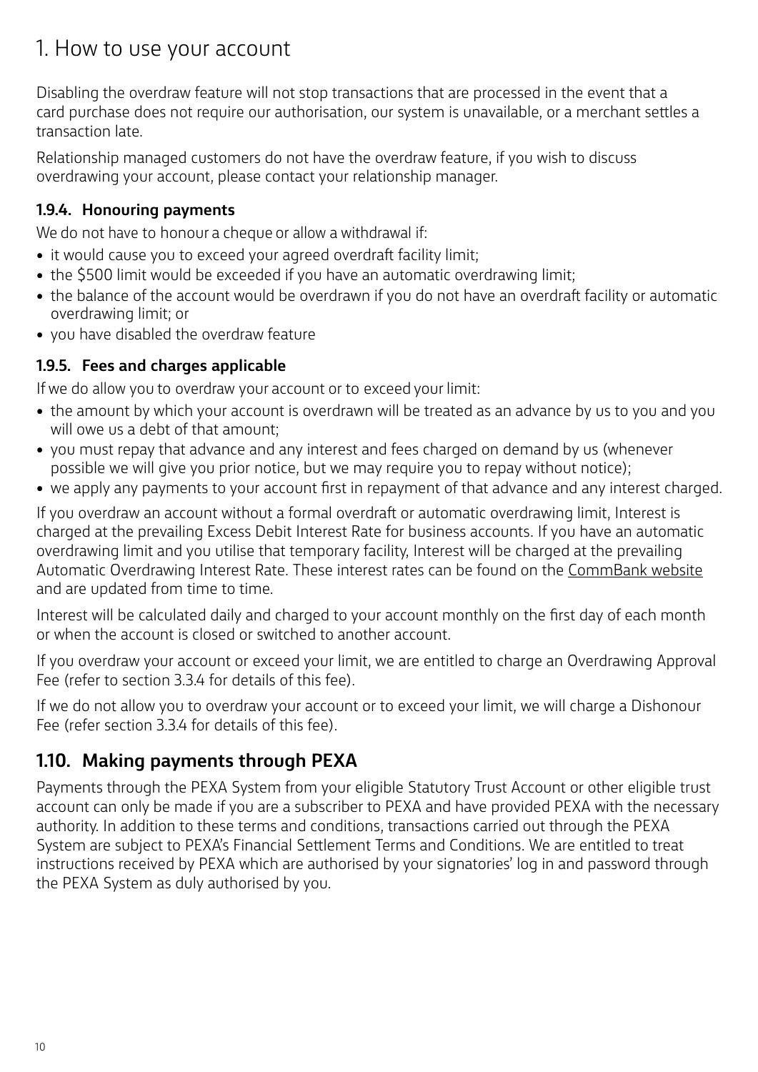# 1. How to use your account

Disabling the overdraw feature will not stop transactions that are processed in the event that a card purchase does not require our authorisation, our system is unavailable, or a merchant settles a transaction late.

Relationship managed customers do not have the overdraw feature, if you wish to discuss overdrawing your account, please contact your relationship manager.

### 1.9.4. Honouring payments

We do not have to honour a cheque or allow a withdrawal if:

- it would cause you to exceed your agreed overdraft facility limit;
- the $500 limit would be exceeded if you have an automatic overdrawing limit;
- the balance of the account would be overdrawn if you do not have an overdraft facility or automatic overdrawing limit; or
- you have disabled the overdraw feature

### 1.9.5. Fees and charges applicable

If we do allow you to overdraw your account or to exceed your limit:

- the amount by which your account is overdrawn will be treated as an advance by us to you and you will owe us a debt of that amount;
- you must repay that advance and any interest and fees charged on demand by us (whenever possible we will give you prior notice, but we may require you to repay without notice);
- we apply any payments to your account first in repayment of that advance and any interest charged.

If you overdraw an account without a formal overdraft or automatic overdrawing limit, Interest is charged at the prevailing Excess Debit Interest Rate for business accounts. If you have an automatic overdrawing limit and you utilise that temporary facility, Interest will be charged at the prevailing Automatic Overdrawing Interest Rate. These interest rates can be found on the CommBank website and are updated from time to time.

Interest will be calculated daily and charged to your account monthly on the first day of each month or when the account is closed or switched to another account.

If you overdraw your account or exceed your limit, we are entitled to charge an Overdrawing Approval Fee (refer to section 3.3.4 for details of this fee).

If we do not allow you to overdraw your account or to exceed your limit, we will charge a Dishonour Fee (refer section 3.3.4 for details of this fee).

## 1.10. Making payments through PEXA

Payments through the PEXA System from your eligible Statutory Trust Account or other eligible trust account can only be made if you are a subscriber to PEXA and have provided PEXA with the necessary authority. In addition to these terms and conditions, transactions carried out through the PEXA System are subject to PEXA's Financial Settlement Terms and Conditions. We are entitled to treat instructions received by PEXA which are authorised by your signatories' log in and password through the PEXA System as duly authorised by you.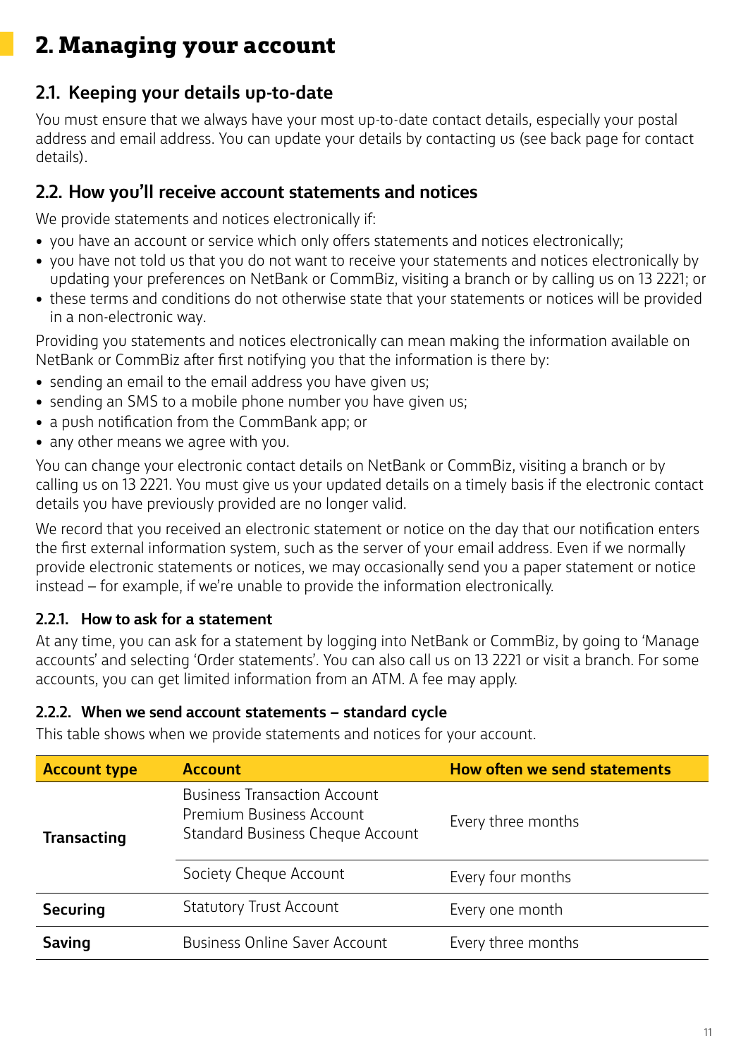# 2. Managing your account

## 2.1. Keeping your details up-to-date

You must ensure that we always have your most up-to-date contact details, especially your postal address and email address. You can update your details by contacting us (see back page for contact details).

## 2.2. How you'll receive account statements and notices

We provide statements and notices electronically if:

- you have an account or service which only offers statements and notices electronically;
- you have not told us that you do not want to receive your statements and notices electronically by updating your preferences on NetBank or CommBiz, visiting a branch or by calling us on 13 2221; or
- these terms and conditions do not otherwise state that your statements or notices will be provided in a non-electronic way.

Providing you statements and notices electronically can mean making the information available on NetBank or CommBiz after first notifying you that the information is there by:

- sending an email to the email address you have given us;
- sending an SMS to a mobile phone number you have given us;
- a push notification from the CommBank app; or
- any other means we agree with you.

You can change your electronic contact details on NetBank or CommBiz, visiting a branch or by calling us on 13 2221. You must give us your updated details on a timely basis if the electronic contact details you have previously provided are no longer valid.

We record that you received an electronic statement or notice on the day that our notification enters the first external information system, such as the server of your email address. Even if we normally provide electronic statements or notices, we may occasionally send you a paper statement or notice instead – for example, if we're unable to provide the information electronically.

### 2.2.1. How to ask for a statement

At any time, you can ask for a statement by logging into NetBank or CommBiz, by going to 'Manage accounts' and selecting 'Order statements'. You can also call us on 13 2221 or visit a branch. For some accounts, you can get limited information from an ATM. A fee may apply.

### 2.2.2. When we send account statements – standard cycle

This table shows when we provide statements and notices for your account.

| Account type | Account | How often we send statements |
|---|---|---|
| **Transacting** | Business Transaction Account<br>Premium Business Account<br>Standard Business Cheque Account | Every three months |
| | Society Cheque Account | Every four months |
| **Securing** | Statutory Trust Account | Every one month |
| **Saving** | Business Online Saver Account | Every three months |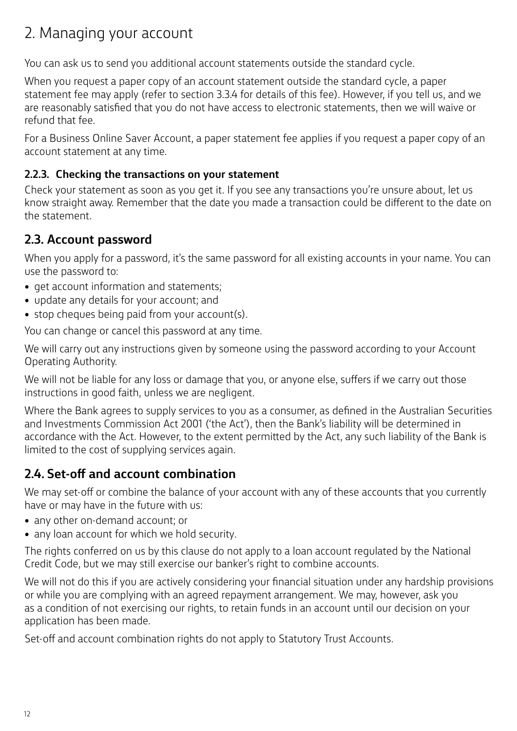# 2. Managing your account

You can ask us to send you additional account statements outside the standard cycle.

When you request a paper copy of an account statement outside the standard cycle, a paper statement fee may apply (refer to section 3.3.4 for details of this fee). However, if you tell us, and we are reasonably satisfied that you do not have access to electronic statements, then we will waive or refund that fee.

For a Business Online Saver Account, a paper statement fee applies if you request a paper copy of an account statement at any time.

### 2.2.3. Checking the transactions on your statement

Check your statement as soon as you get it. If you see any transactions you're unsure about, let us know straight away. Remember that the date you made a transaction could be different to the date on the statement.

## 2.3. Account password

When you apply for a password, it's the same password for all existing accounts in your name. You can use the password to:

- get account information and statements;
- update any details for your account; and
- stop cheques being paid from your account(s).

You can change or cancel this password at any time.

We will carry out any instructions given by someone using the password according to your Account Operating Authority.

We will not be liable for any loss or damage that you, or anyone else, suffers if we carry out those instructions in good faith, unless we are negligent.

Where the Bank agrees to supply services to you as a consumer, as defined in the Australian Securities and Investments Commission Act 2001 ('the Act'), then the Bank's liability will be determined in accordance with the Act. However, to the extent permitted by the Act, any such liability of the Bank is limited to the cost of supplying services again.

## 2.4. Set-off and account combination

We may set-off or combine the balance of your account with any of these accounts that you currently have or may have in the future with us:

- any other on-demand account; or
- any loan account for which we hold security.

The rights conferred on us by this clause do not apply to a loan account regulated by the National Credit Code, but we may still exercise our banker's right to combine accounts.

We will not do this if you are actively considering your financial situation under any hardship provisions or while you are complying with an agreed repayment arrangement. We may, however, ask you as a condition of not exercising our rights, to retain funds in an account until our decision on your application has been made.

Set-off and account combination rights do not apply to Statutory Trust Accounts.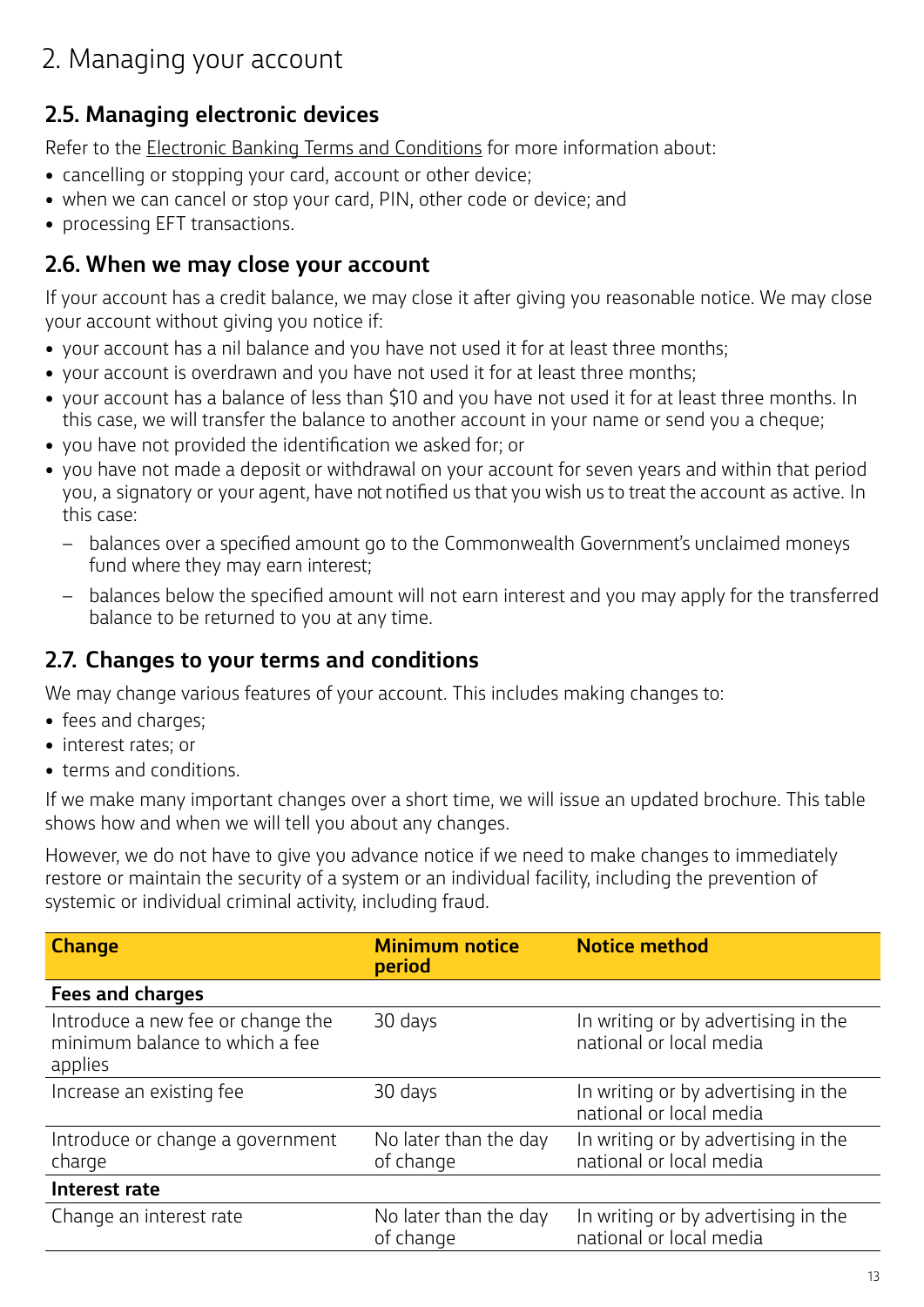# 2. Managing your account

## 2.5. Managing electronic devices

Refer to the Electronic Banking Terms and Conditions for more information about:

- cancelling or stopping your card, account or other device;
- when we can cancel or stop your card, PIN, other code or device; and
- processing EFT transactions.

## 2.6. When we may close your account

If your account has a credit balance, we may close it after giving you reasonable notice. We may close your account without giving you notice if:

- your account has a nil balance and you have not used it for at least three months;
- your account is overdrawn and you have not used it for at least three months;
- your account has a balance of less than $10 and you have not used it for at least three months. In this case, we will transfer the balance to another account in your name or send you a cheque;
- you have not provided the identification we asked for; or
- you have not made a deposit or withdrawal on your account for seven years and within that period you, a signatory or your agent, have not notified us that you wish us to treat the account as active. In this case:
  - balances over a specified amount go to the Commonwealth Government's unclaimed moneys fund where they may earn interest;
  - balances below the specified amount will not earn interest and you may apply for the transferred balance to be returned to you at any time.

## 2.7. Changes to your terms and conditions

We may change various features of your account. This includes making changes to:

- fees and charges;
- interest rates; or
- terms and conditions.

If we make many important changes over a short time, we will issue an updated brochure. This table shows how and when we will tell you about any changes.

However, we do not have to give you advance notice if we need to make changes to immediately restore or maintain the security of a system or an individual facility, including the prevention of systemic or individual criminal activity, including fraud.

| Change | Minimum notice period | Notice method |
|---|---|---|
| **Fees and charges** | | |
| Introduce a new fee or change the minimum balance to which a fee applies | 30 days | In writing or by advertising in the national or local media |
| Increase an existing fee | 30 days | In writing or by advertising in the national or local media |
| Introduce or change a government charge | No later than the day of change | In writing or by advertising in the national or local media |
| **Interest rate** | | |
| Change an interest rate | No later than the day of change | In writing or by advertising in the national or local media |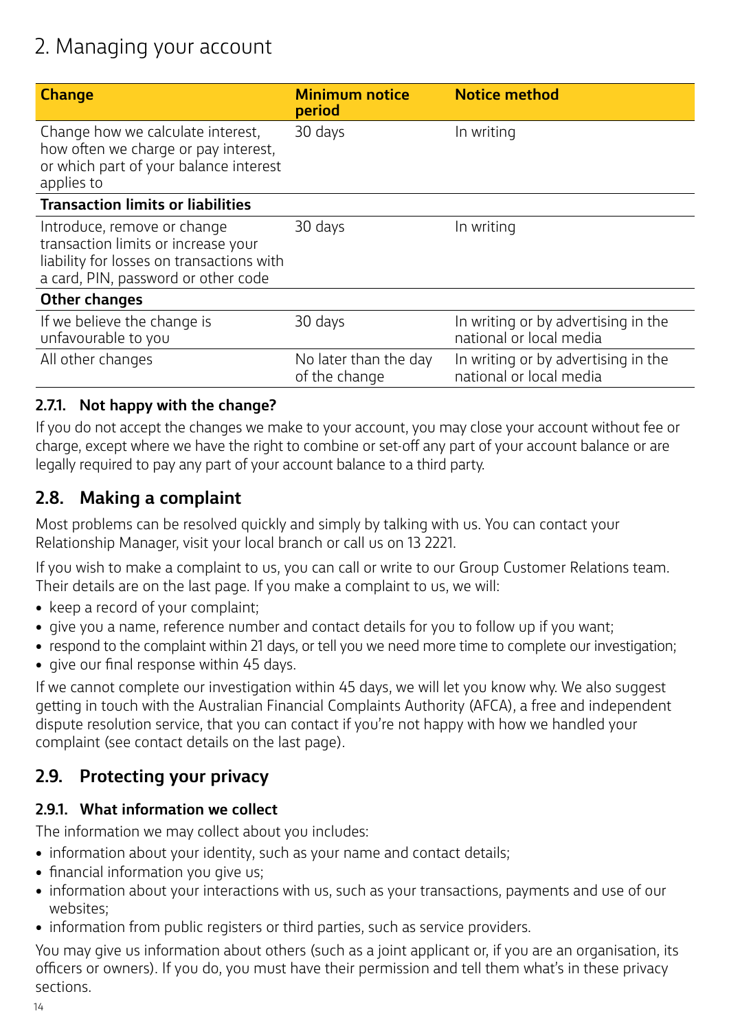# 2. Managing your account

| Change | Minimum notice period | Notice method |
| --- | --- | --- |
| Change how we calculate interest, how often we charge or pay interest, or which part of your balance interest applies to | 30 days | In writing |
| **Transaction limits or liabilities** | | |
| Introduce, remove or change transaction limits or increase your liability for losses on transactions with a card, PIN, password or other code | 30 days | In writing |
| **Other changes** | | |
| If we believe the change is unfavourable to you | 30 days | In writing or by advertising in the national or local media |
| All other changes | No later than the day of the change | In writing or by advertising in the national or local media |

#### 2.7.1. Not happy with the change?

If you do not accept the changes we make to your account, you may close your account without fee or charge, except where we have the right to combine or set-off any part of your account balance or are legally required to pay any part of your account balance to a third party.

### 2.8. Making a complaint

Most problems can be resolved quickly and simply by talking with us. You can contact your Relationship Manager, visit your local branch or call us on 13 2221.

If you wish to make a complaint to us, you can call or write to our Group Customer Relations team. Their details are on the last page. If you make a complaint to us, we will:

- keep a record of your complaint;
- give you a name, reference number and contact details for you to follow up if you want;
- respond to the complaint within 21 days, or tell you we need more time to complete our investigation;
- give our final response within 45 days.

If we cannot complete our investigation within 45 days, we will let you know why. We also suggest getting in touch with the Australian Financial Complaints Authority (AFCA), a free and independent dispute resolution service, that you can contact if you're not happy with how we handled your complaint (see contact details on the last page).

### 2.9. Protecting your privacy

#### 2.9.1. What information we collect

The information we may collect about you includes:

- information about your identity, such as your name and contact details;
- financial information you give us;
- information about your interactions with us, such as your transactions, payments and use of our websites;
- information from public registers or third parties, such as service providers.

You may give us information about others (such as a joint applicant or, if you are an organisation, its officers or owners). If you do, you must have their permission and tell them what's in these privacy sections.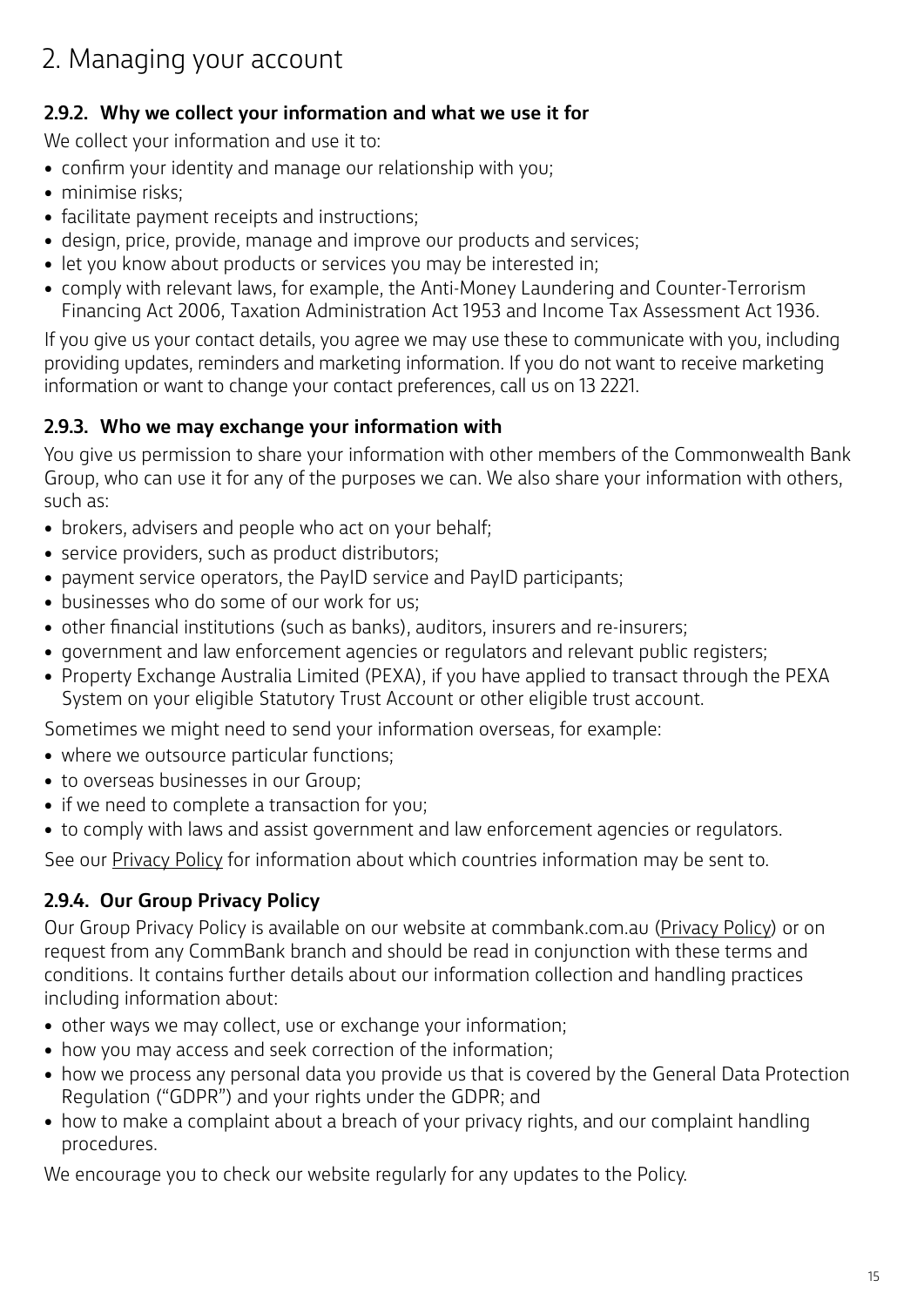# 2. Managing your account

### 2.9.2. Why we collect your information and what we use it for

We collect your information and use it to:

- confirm your identity and manage our relationship with you;
- minimise risks;
- facilitate payment receipts and instructions;
- design, price, provide, manage and improve our products and services;
- let you know about products or services you may be interested in;
- comply with relevant laws, for example, the Anti-Money Laundering and Counter-Terrorism Financing Act 2006, Taxation Administration Act 1953 and Income Tax Assessment Act 1936.

If you give us your contact details, you agree we may use these to communicate with you, including providing updates, reminders and marketing information. If you do not want to receive marketing information or want to change your contact preferences, call us on 13 2221.

### 2.9.3. Who we may exchange your information with

You give us permission to share your information with other members of the Commonwealth Bank Group, who can use it for any of the purposes we can. We also share your information with others, such as:

- brokers, advisers and people who act on your behalf;
- service providers, such as product distributors;
- payment service operators, the PayID service and PayID participants;
- businesses who do some of our work for us;
- other financial institutions (such as banks), auditors, insurers and re-insurers;
- government and law enforcement agencies or regulators and relevant public registers;
- Property Exchange Australia Limited (PEXA), if you have applied to transact through the PEXA System on your eligible Statutory Trust Account or other eligible trust account.

Sometimes we might need to send your information overseas, for example:

- where we outsource particular functions;
- to overseas businesses in our Group;
- if we need to complete a transaction for you;
- to comply with laws and assist government and law enforcement agencies or regulators.

See our Privacy Policy for information about which countries information may be sent to.

### 2.9.4. Our Group Privacy Policy

Our Group Privacy Policy is available on our website at commbank.com.au (Privacy Policy) or on request from any CommBank branch and should be read in conjunction with these terms and conditions. It contains further details about our information collection and handling practices including information about:

- other ways we may collect, use or exchange your information;
- how you may access and seek correction of the information;
- how we process any personal data you provide us that is covered by the General Data Protection Regulation ("GDPR") and your rights under the GDPR; and
- how to make a complaint about a breach of your privacy rights, and our complaint handling procedures.

We encourage you to check our website regularly for any updates to the Policy.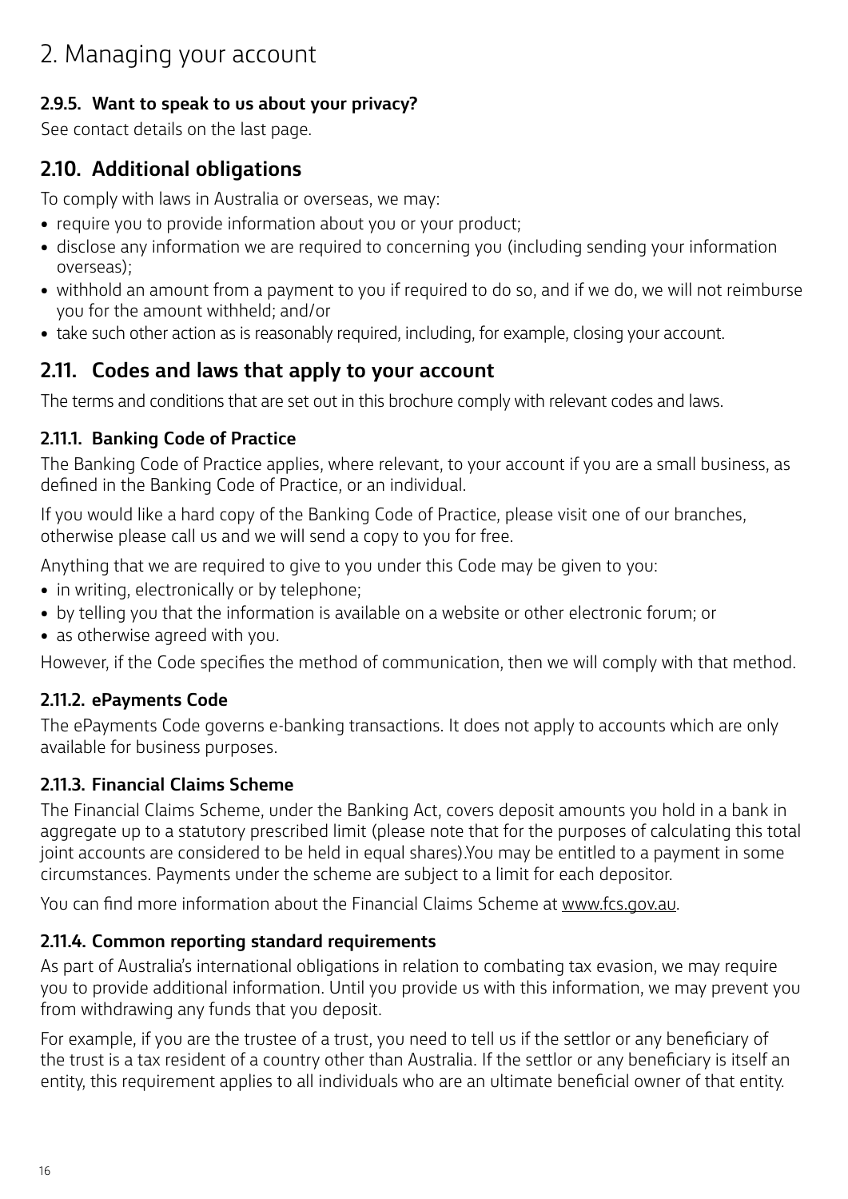# 2. Managing your account

### 2.9.5. Want to speak to us about your privacy?

See contact details on the last page.

## 2.10. Additional obligations

To comply with laws in Australia or overseas, we may:

- require you to provide information about you or your product;
- disclose any information we are required to concerning you (including sending your information overseas);
- withhold an amount from a payment to you if required to do so, and if we do, we will not reimburse you for the amount withheld; and/or
- take such other action as is reasonably required, including, for example, closing your account.

## 2.11. Codes and laws that apply to your account

The terms and conditions that are set out in this brochure comply with relevant codes and laws.

### 2.11.1. Banking Code of Practice

The Banking Code of Practice applies, where relevant, to your account if you are a small business, as defined in the Banking Code of Practice, or an individual.

If you would like a hard copy of the Banking Code of Practice, please visit one of our branches, otherwise please call us and we will send a copy to you for free.

Anything that we are required to give to you under this Code may be given to you:

- in writing, electronically or by telephone;
- by telling you that the information is available on a website or other electronic forum; or
- as otherwise agreed with you.

However, if the Code specifies the method of communication, then we will comply with that method.

### 2.11.2. ePayments Code

The ePayments Code governs e-banking transactions. It does not apply to accounts which are only available for business purposes.

### 2.11.3. Financial Claims Scheme

The Financial Claims Scheme, under the Banking Act, covers deposit amounts you hold in a bank in aggregate up to a statutory prescribed limit (please note that for the purposes of calculating this total joint accounts are considered to be held in equal shares).You may be entitled to a payment in some circumstances. Payments under the scheme are subject to a limit for each depositor.

You can find more information about the Financial Claims Scheme at www.fcs.gov.au.

### 2.11.4. Common reporting standard requirements

As part of Australia's international obligations in relation to combating tax evasion, we may require you to provide additional information. Until you provide us with this information, we may prevent you from withdrawing any funds that you deposit.

For example, if you are the trustee of a trust, you need to tell us if the settlor or any beneficiary of the trust is a tax resident of a country other than Australia. If the settlor or any beneficiary is itself an entity, this requirement applies to all individuals who are an ultimate beneficial owner of that entity.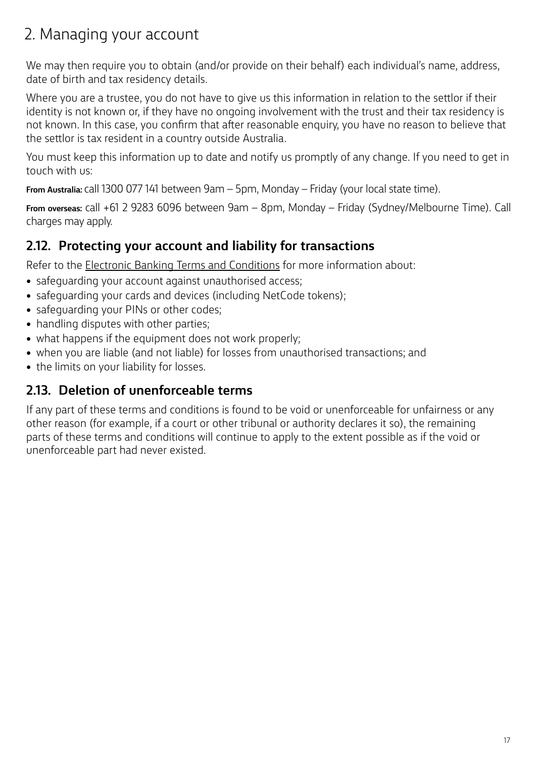# 2. Managing your account

We may then require you to obtain (and/or provide on their behalf) each individual's name, address, date of birth and tax residency details.

Where you are a trustee, you do not have to give us this information in relation to the settlor if their identity is not known or, if they have no ongoing involvement with the trust and their tax residency is not known. In this case, you confirm that after reasonable enquiry, you have no reason to believe that the settlor is tax resident in a country outside Australia.

You must keep this information up to date and notify us promptly of any change. If you need to get in touch with us:

**From Australia:** call 1300 077 141 between 9am – 5pm, Monday – Friday (your local state time).

**From overseas:** call +61 2 9283 6096 between 9am – 8pm, Monday – Friday (Sydney/Melbourne Time). Call charges may apply.

## 2.12. Protecting your account and liability for transactions

Refer to the Electronic Banking Terms and Conditions for more information about:

- safeguarding your account against unauthorised access;
- safeguarding your cards and devices (including NetCode tokens);
- safeguarding your PINs or other codes;
- handling disputes with other parties;
- what happens if the equipment does not work properly;
- when you are liable (and not liable) for losses from unauthorised transactions; and
- the limits on your liability for losses.

## 2.13. Deletion of unenforceable terms

If any part of these terms and conditions is found to be void or unenforceable for unfairness or any other reason (for example, if a court or other tribunal or authority declares it so), the remaining parts of these terms and conditions will continue to apply to the extent possible as if the void or unenforceable part had never existed.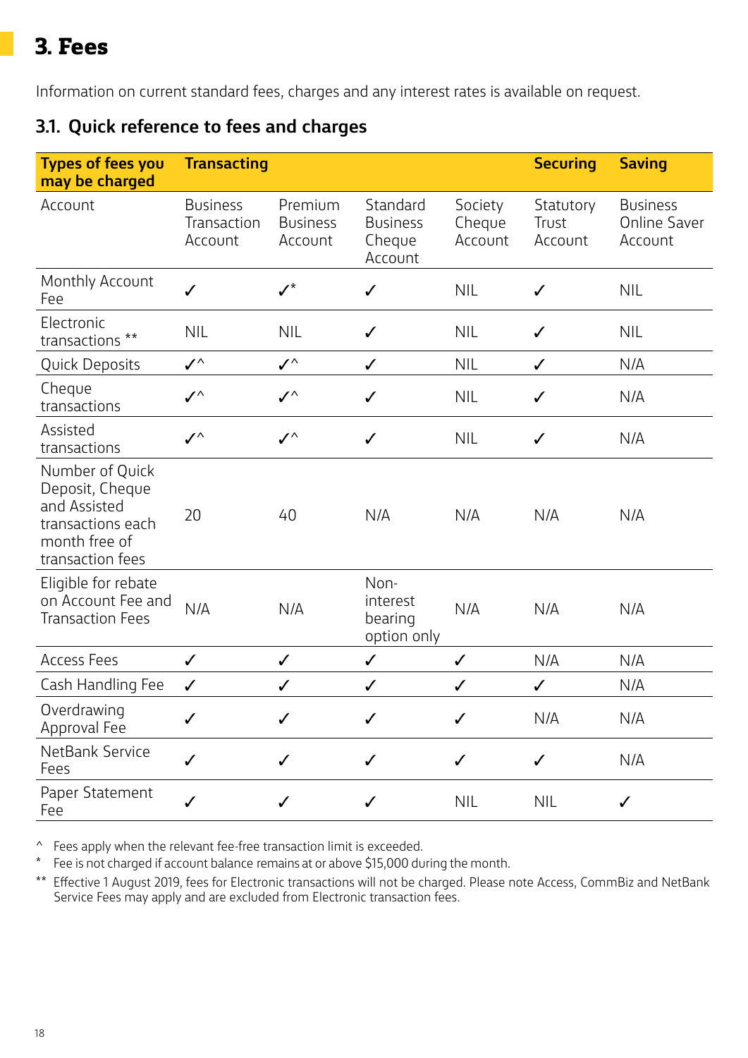# 3. Fees

Information on current standard fees, charges and any interest rates is available on request.

## 3.1. Quick reference to fees and charges

| Types of fees you may be charged | Transacting | | | | Securing | Saving |
|---|---|---|---|---|---|---|
| Account | Business Transaction Account | Premium Business Account | Standard Business Cheque Account | Society Cheque Account | Statutory Trust Account | Business Online Saver Account |
| Monthly Account Fee | ✓ | ✓* | ✓ | NIL | ✓ | NIL |
| Electronic transactions ** | NIL | NIL | ✓ | NIL | ✓ | NIL |
| Quick Deposits | ✓^ | ✓^ | ✓ | NIL | ✓ | N/A |
| Cheque transactions | ✓^ | ✓^ | ✓ | NIL | ✓ | N/A |
| Assisted transactions | ✓^ | ✓^ | ✓ | NIL | ✓ | N/A |
| Number of Quick Deposit, Cheque and Assisted transactions each month free of transaction fees | 20 | 40 | N/A | N/A | N/A | N/A |
| Eligible for rebate on Account Fee and Transaction Fees | N/A | N/A | Non-interest bearing option only | N/A | N/A | N/A |
| Access Fees | ✓ | ✓ | ✓ | ✓ | N/A | N/A |
| Cash Handling Fee | ✓ | ✓ | ✓ | ✓ | ✓ | N/A |
| Overdrawing Approval Fee | ✓ | ✓ | ✓ | ✓ | N/A | N/A |
| NetBank Service Fees | ✓ | ✓ | ✓ | ✓ | ✓ | N/A |
| Paper Statement Fee | ✓ | ✓ | ✓ | NIL | NIL | ✓ |

^ Fees apply when the relevant fee-free transaction limit is exceeded.

\* Fee is not charged if account balance remains at or above $15,000 during the month.

** Effective 1 August 2019, fees for Electronic transactions will not be charged. Please note Access, CommBiz and NetBank Service Fees may apply and are excluded from Electronic transaction fees.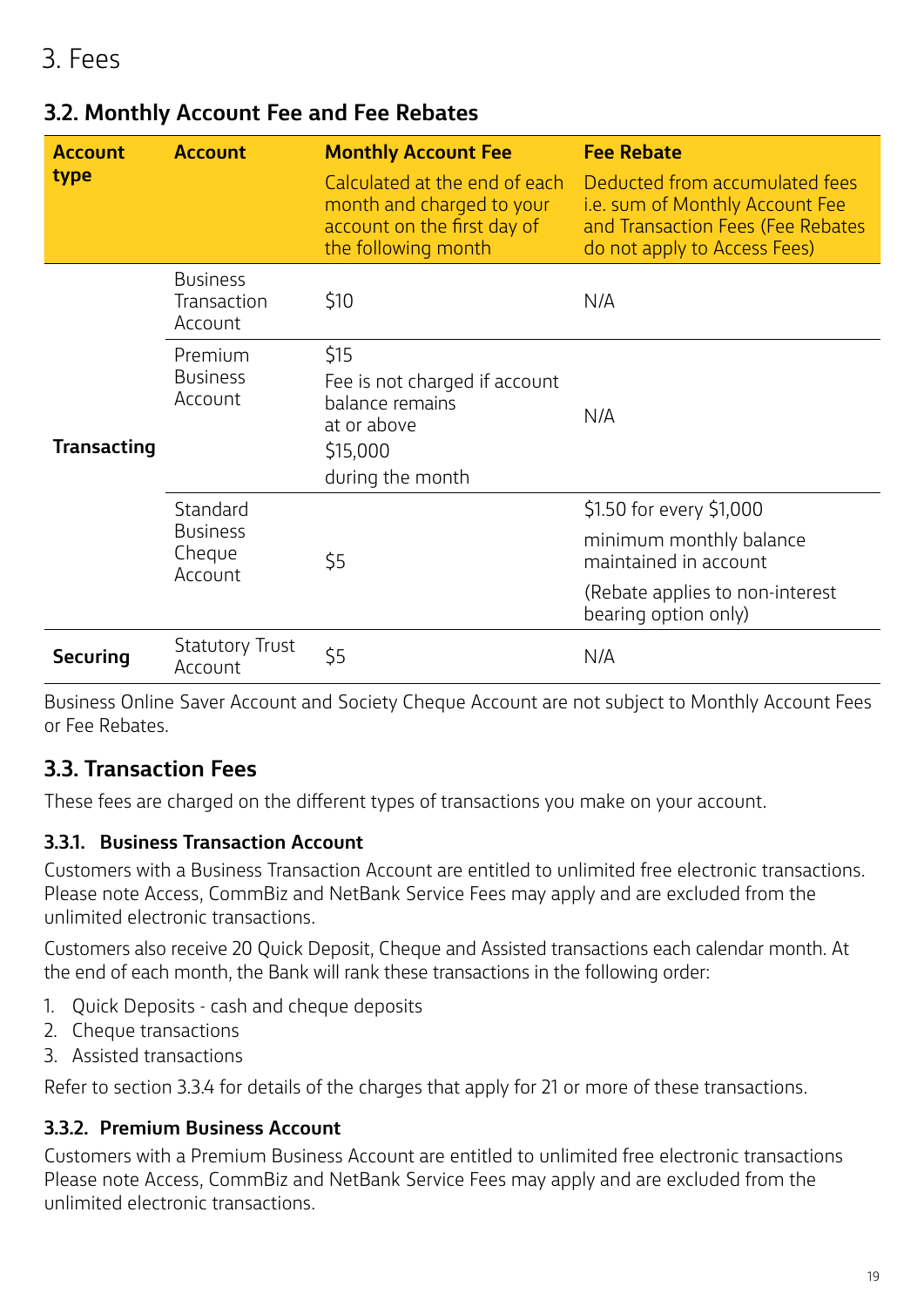# 3. Fees

## 3.2. Monthly Account Fee and Fee Rebates

| Account type | Account | Monthly Account Fee<br>Calculated at the end of each month and charged to your account on the first day of the following month | Fee Rebate<br>Deducted from accumulated fees i.e. sum of Monthly Account Fee and Transaction Fees (Fee Rebates do not apply to Access Fees) |
|---|---|---|---|
| **Transacting** | Business Transaction Account | $10 | N/A |
| | Premium Business Account | $15<br>Fee is not charged if account balance remains at or above $15,000 during the month | N/A |
| | Standard Business Cheque Account | $5 | $1.50 for every $1,000 minimum monthly balance maintained in account<br>(Rebate applies to non-interest bearing option only) |
| **Securing** | Statutory Trust Account | $5 | N/A |

Business Online Saver Account and Society Cheque Account are not subject to Monthly Account Fees or Fee Rebates.

## 3.3. Transaction Fees

These fees are charged on the different types of transactions you make on your account.

### 3.3.1. Business Transaction Account

Customers with a Business Transaction Account are entitled to unlimited free electronic transactions. Please note Access, CommBiz and NetBank Service Fees may apply and are excluded from the unlimited electronic transactions.

Customers also receive 20 Quick Deposit, Cheque and Assisted transactions each calendar month. At the end of each month, the Bank will rank these transactions in the following order:

1. Quick Deposits - cash and cheque deposits
2. Cheque transactions
3. Assisted transactions

Refer to section 3.3.4 for details of the charges that apply for 21 or more of these transactions.

### 3.3.2. Premium Business Account

Customers with a Premium Business Account are entitled to unlimited free electronic transactions Please note Access, CommBiz and NetBank Service Fees may apply and are excluded from the unlimited electronic transactions.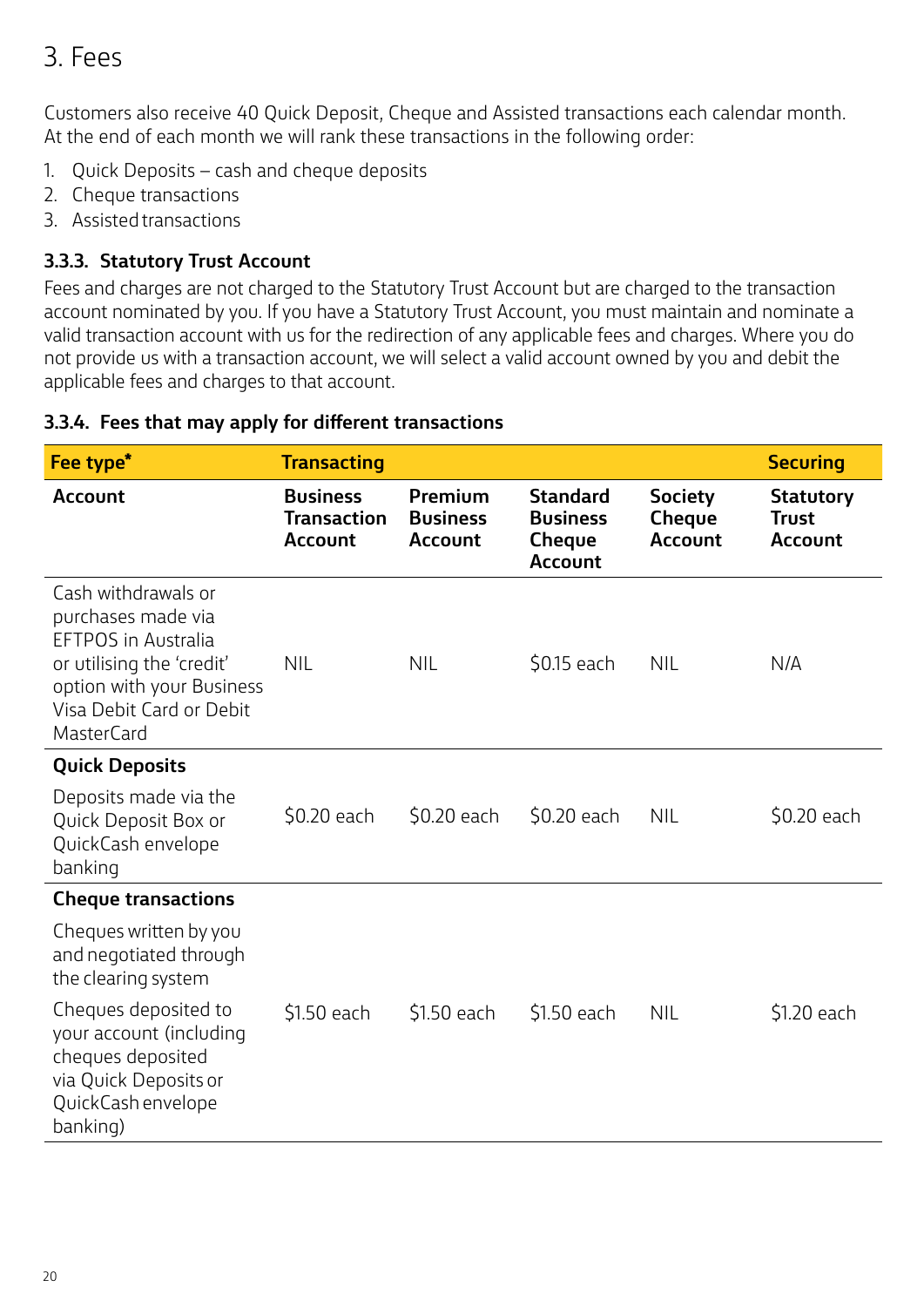# 3. Fees

Customers also receive 40 Quick Deposit, Cheque and Assisted transactions each calendar month. At the end of each month we will rank these transactions in the following order:

1. Quick Deposits – cash and cheque deposits
2. Cheque transactions
3. Assisted transactions

### 3.3.3. Statutory Trust Account

Fees and charges are not charged to the Statutory Trust Account but are charged to the transaction account nominated by you. If you have a Statutory Trust Account, you must maintain and nominate a valid transaction account with us for the redirection of any applicable fees and charges. Where you do not provide us with a transaction account, we will select a valid account owned by you and debit the applicable fees and charges to that account.

### 3.3.4. Fees that may apply for different transactions

| Fee type* | Transacting | | | | Securing |
|---|---|---|---|---|---|
| **Account** | **Business Transaction Account** | **Premium Business Account** | **Standard Business Cheque Account** | **Society Cheque Account** | **Statutory Trust Account** |
| Cash withdrawals or purchases made via EFTPOS in Australia or utilising the 'credit' option with your Business Visa Debit Card or Debit MasterCard | NIL | NIL | $0.15 each | NIL | N/A |
| **Quick Deposits** | | | | | |
| Deposits made via the Quick Deposit Box or QuickCash envelope banking | $0.20 each | $0.20 each | $0.20 each | NIL | $0.20 each |
| **Cheque transactions** | | | | | |
| Cheques written by you and negotiated through the clearing system<br>Cheques deposited to your account (including cheques deposited via Quick Deposits or QuickCash envelope banking) | $1.50 each | $1.50 each | $1.50 each | NIL | $1.20 each |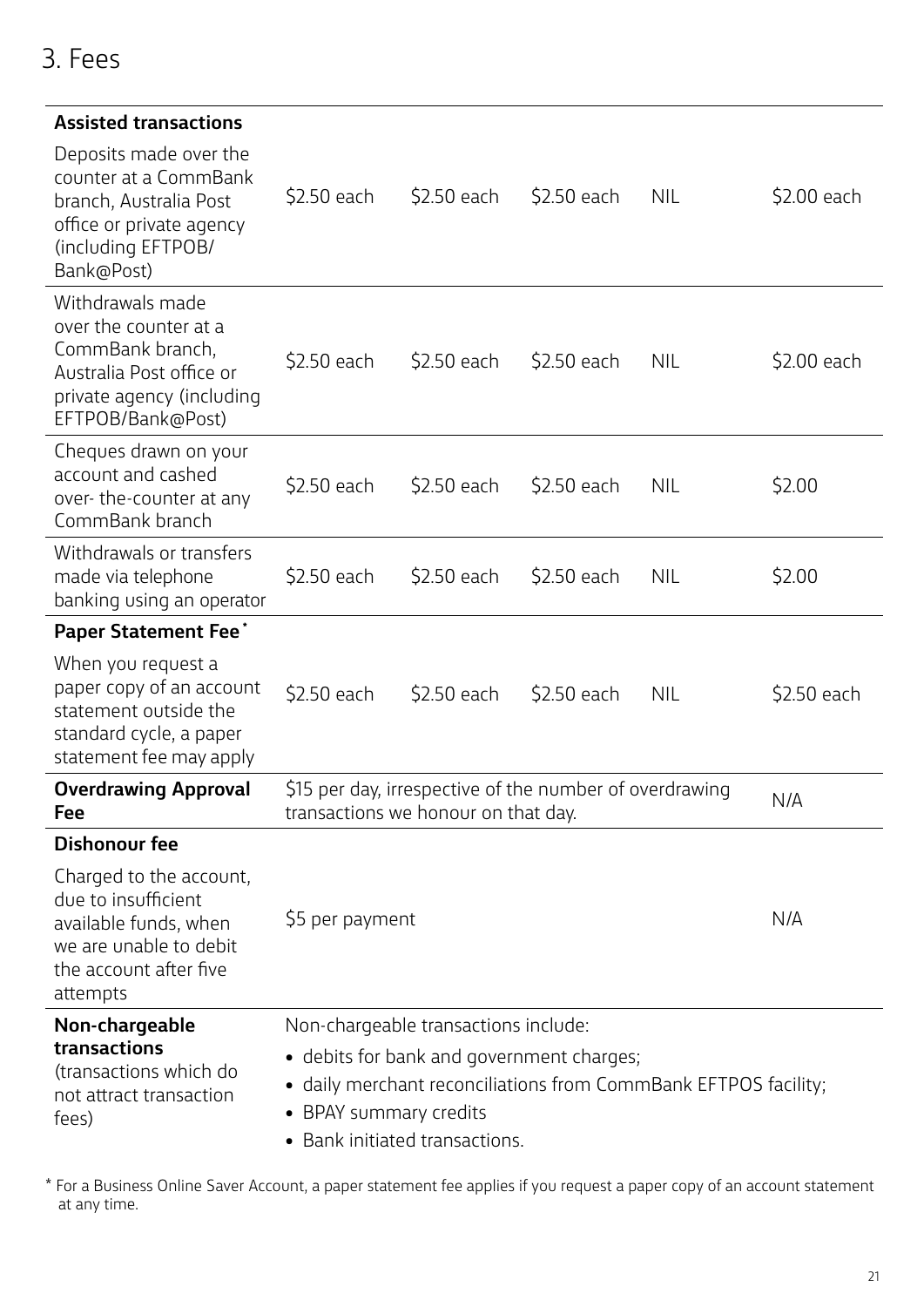# 3. Fees

| | | | | | |
|---|---|---|---|---|---|
| **Assisted transactions** | | | | | |
| Deposits made over the counter at a CommBank branch, Australia Post office or private agency (including EFTPOB/ Bank@Post) | $2.50 each | $2.50 each | $2.50 each | NIL | $2.00 each |
| Withdrawals made over the counter at a CommBank branch, Australia Post office or private agency (including EFTPOB/Bank@Post) | $2.50 each | $2.50 each | $2.50 each | NIL | $2.00 each |
| Cheques drawn on your account and cashed over- the-counter at any CommBank branch | $2.50 each | $2.50 each | $2.50 each | NIL | $2.00 |
| Withdrawals or transfers made via telephone banking using an operator | $2.50 each | $2.50 each | $2.50 each | NIL | $2.00 |
| **Paper Statement Fee*** | | | | | |
| When you request a paper copy of an account statement outside the standard cycle, a paper statement fee may apply | $2.50 each | $2.50 each | $2.50 each | NIL | $2.50 each |
| **Overdrawing Approval Fee** | $15 per day, irrespective of the number of overdrawing transactions we honour on that day. | | | | N/A |
| **Dishonour fee** | | | | | |
| Charged to the account, due to insufficient available funds, when we are unable to debit the account after five attempts | $5 per payment | | | | N/A |
| **Non-chargeable transactions** (transactions which do not attract transaction fees) | Non-chargeable transactions include:<br>• debits for bank and government charges;<br>• daily merchant reconciliations from CommBank EFTPOS facility;<br>• BPAY summary credits<br>• Bank initiated transactions. | | | | |

* For a Business Online Saver Account, a paper statement fee applies if you request a paper copy of an account statement at any time.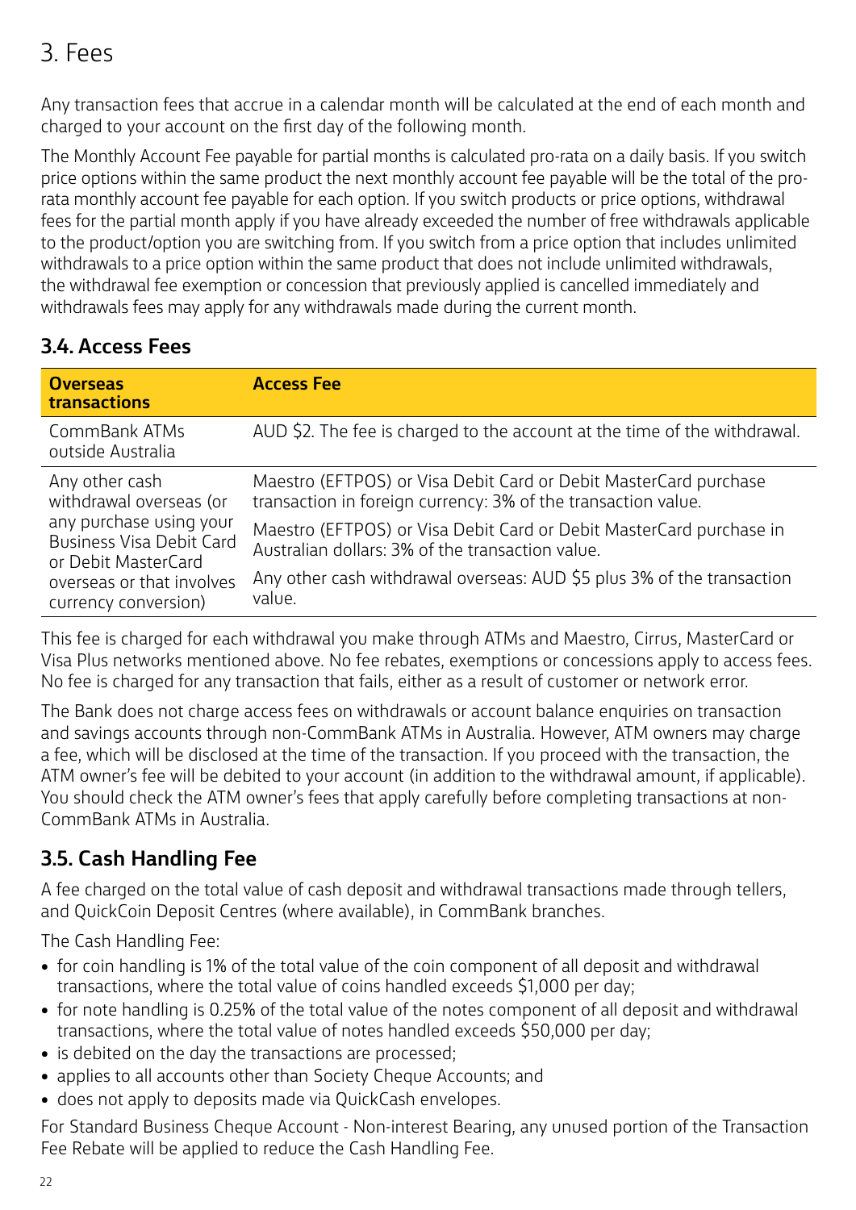# 3. Fees

Any transaction fees that accrue in a calendar month will be calculated at the end of each month and charged to your account on the first day of the following month.

The Monthly Account Fee payable for partial months is calculated pro-rata on a daily basis. If you switch price options within the same product the next monthly account fee payable will be the total of the pro-rata monthly account fee payable for each option. If you switch products or price options, withdrawal fees for the partial month apply if you have already exceeded the number of free withdrawals applicable to the product/option you are switching from. If you switch from a price option that includes unlimited withdrawals to a price option within the same product that does not include unlimited withdrawals, the withdrawal fee exemption or concession that previously applied is cancelled immediately and withdrawals fees may apply for any withdrawals made during the current month.

## 3.4. Access Fees

| Overseas transactions | Access Fee |
| --- | --- |
| CommBank ATMs outside Australia | AUD $2. The fee is charged to the account at the time of the withdrawal. |
| Any other cash withdrawal overseas (or any purchase using your Business Visa Debit Card or Debit MasterCard overseas or that involves currency conversion) | Maestro (EFTPOS) or Visa Debit Card or Debit MasterCard purchase transaction in foreign currency: 3% of the transaction value.<br>Maestro (EFTPOS) or Visa Debit Card or Debit MasterCard purchase in Australian dollars: 3% of the transaction value.<br>Any other cash withdrawal overseas: AUD $5 plus 3% of the transaction value. |

This fee is charged for each withdrawal you make through ATMs and Maestro, Cirrus, MasterCard or Visa Plus networks mentioned above. No fee rebates, exemptions or concessions apply to access fees. No fee is charged for any transaction that fails, either as a result of customer or network error.

The Bank does not charge access fees on withdrawals or account balance enquiries on transaction and savings accounts through non-CommBank ATMs in Australia. However, ATM owners may charge a fee, which will be disclosed at the time of the transaction. If you proceed with the transaction, the ATM owner's fee will be debited to your account (in addition to the withdrawal amount, if applicable). You should check the ATM owner's fees that apply carefully before completing transactions at non-CommBank ATMs in Australia.

## 3.5. Cash Handling Fee

A fee charged on the total value of cash deposit and withdrawal transactions made through tellers, and QuickCoin Deposit Centres (where available), in CommBank branches.

The Cash Handling Fee:

- for coin handling is 1% of the total value of the coin component of all deposit and withdrawal transactions, where the total value of coins handled exceeds $1,000 per day;
- for note handling is 0.25% of the total value of the notes component of all deposit and withdrawal transactions, where the total value of notes handled exceeds $50,000 per day;
- is debited on the day the transactions are processed;
- applies to all accounts other than Society Cheque Accounts; and
- does not apply to deposits made via QuickCash envelopes.

For Standard Business Cheque Account - Non-interest Bearing, any unused portion of the Transaction Fee Rebate will be applied to reduce the Cash Handling Fee.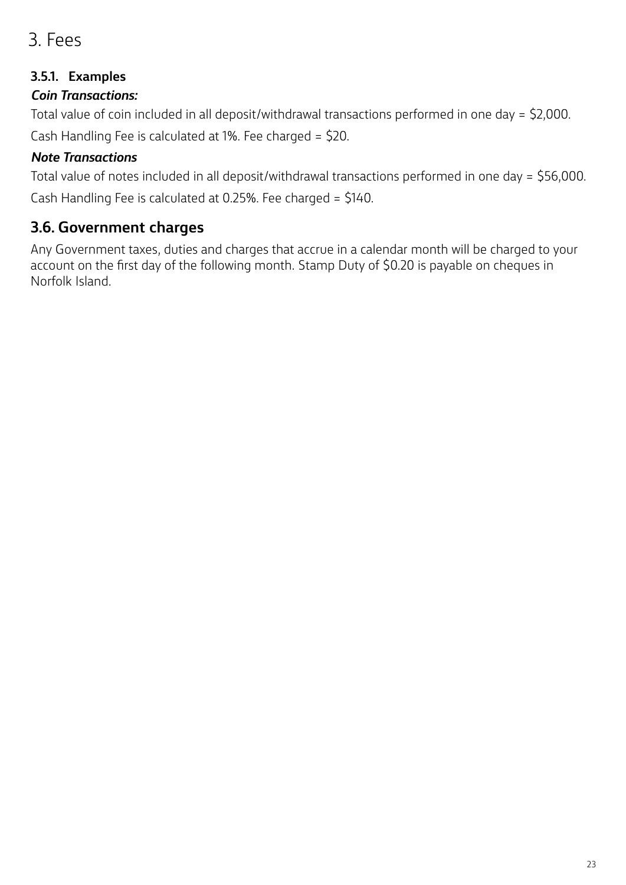# 3. Fees

### 3.5.1. Examples

***Coin Transactions:***

Total value of coin included in all deposit/withdrawal transactions performed in one day = $2,000.

Cash Handling Fee is calculated at 1%. Fee charged = $20.

***Note Transactions***

Total value of notes included in all deposit/withdrawal transactions performed in one day = $56,000.

Cash Handling Fee is calculated at 0.25%. Fee charged = $140.

## 3.6. Government charges

Any Government taxes, duties and charges that accrue in a calendar month will be charged to your account on the first day of the following month. Stamp Duty of $0.20 is payable on cheques in Norfolk Island.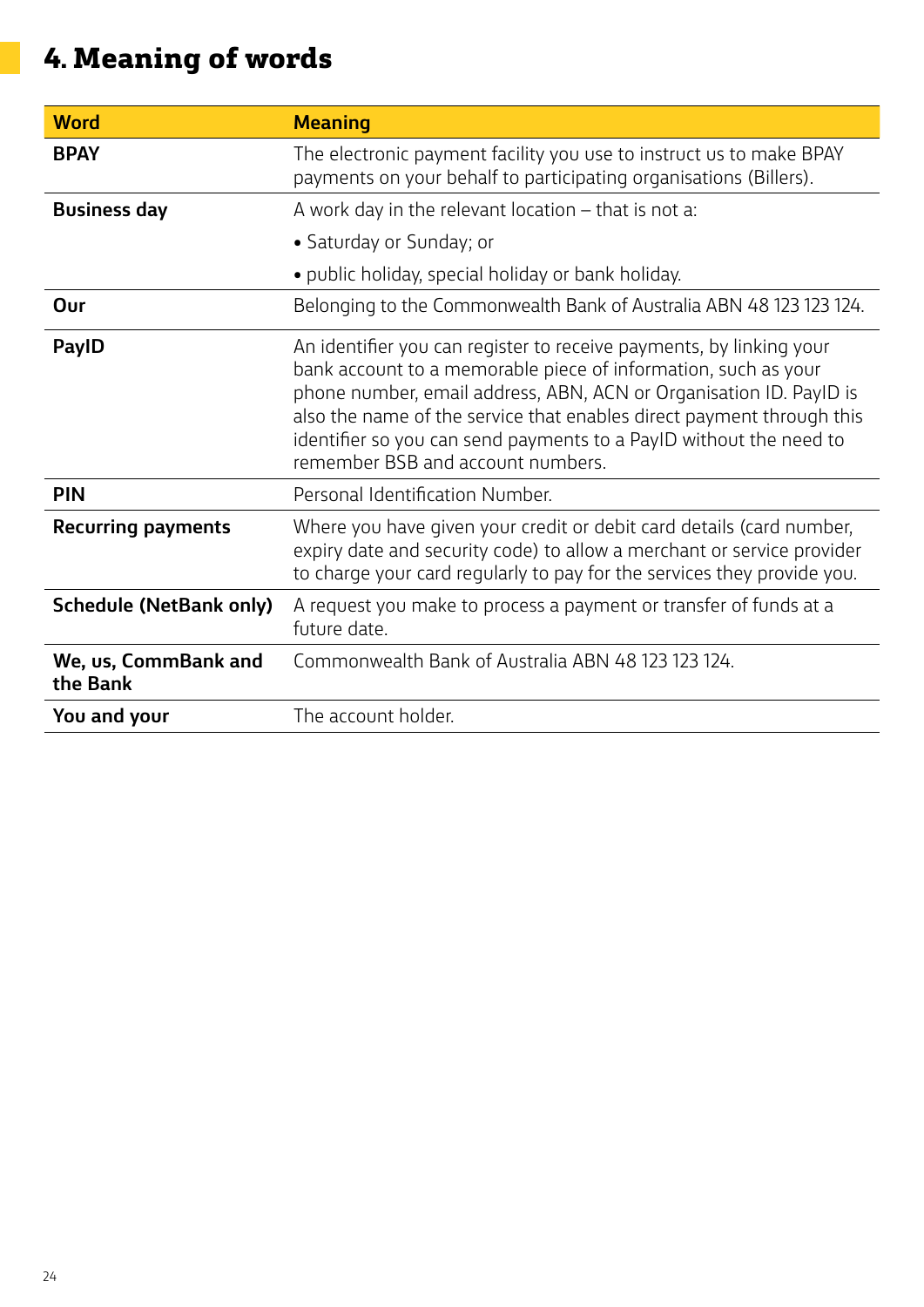# 4. Meaning of words

| Word | Meaning |
|---|---|
| **BPAY** | The electronic payment facility you use to instruct us to make BPAY payments on your behalf to participating organisations (Billers). |
| **Business day** | A work day in the relevant location – that is not a:<br>• Saturday or Sunday; or<br>• public holiday, special holiday or bank holiday. |
| **Our** | Belonging to the Commonwealth Bank of Australia ABN 48 123 123 124. |
| **PayID** | An identifier you can register to receive payments, by linking your bank account to a memorable piece of information, such as your phone number, email address, ABN, ACN or Organisation ID. PayID is also the name of the service that enables direct payment through this identifier so you can send payments to a PayID without the need to remember BSB and account numbers. |
| **PIN** | Personal Identification Number. |
| **Recurring payments** | Where you have given your credit or debit card details (card number, expiry date and security code) to allow a merchant or service provider to charge your card regularly to pay for the services they provide you. |
| **Schedule (NetBank only)** | A request you make to process a payment or transfer of funds at a future date. |
| **We, us, CommBank and the Bank** | Commonwealth Bank of Australia ABN 48 123 123 124. |
| **You and your** | The account holder. |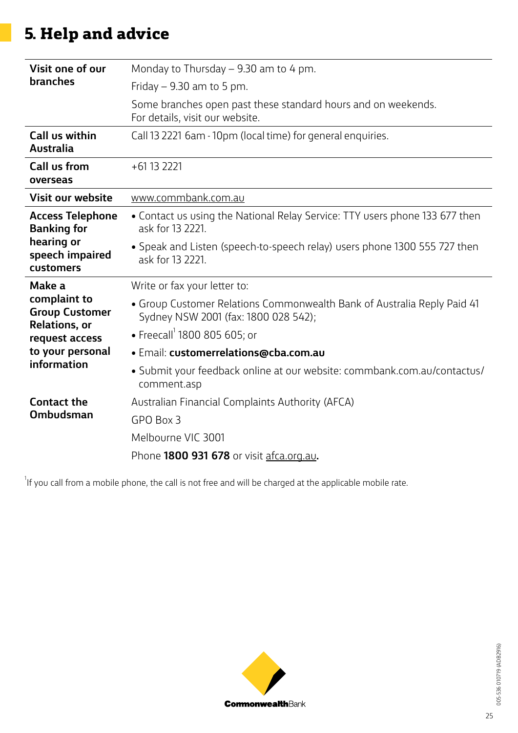# 5. Help and advice

| | |
|---|---|
| **Visit one of our branches** | Monday to Thursday – 9.30 am to 4 pm.<br>Friday – 9.30 am to 5 pm.<br>Some branches open past these standard hours and on weekends. For details, visit our website. |
| **Call us within Australia** | Call 13 2221 6am - 10pm (local time) for general enquiries. |
| **Call us from overseas** | +61 13 2221 |
| **Visit our website** | www.commbank.com.au |
| **Access Telephone Banking for hearing or speech impaired customers** | • Contact us using the National Relay Service: TTY users phone 133 677 then ask for 13 2221.<br>• Speak and Listen (speech-to-speech relay) users phone 1300 555 727 then ask for 13 2221. |
| **Make a complaint to Group Customer Relations, or request access to your personal information** | Write or fax your letter to:<br>• Group Customer Relations Commonwealth Bank of Australia Reply Paid 41 Sydney NSW 2001 (fax: 1800 028 542);<br>• Freecall[1] 1800 805 605; or<br>• Email: **customerrelations@cba.com.au**<br>• Submit your feedback online at our website: commbank.com.au/contactus/comment.asp |
| **Contact the Ombudsman** | Australian Financial Complaints Authority (AFCA)<br>GPO Box 3<br>Melbourne VIC 3001<br>Phone **1800 931 678** or visit afca.org.au. |

[1]If you call from a mobile phone, the call is not free and will be charged at the applicable mobile rate.

CommonwealthBank

005-536 010719 (ADB2916)